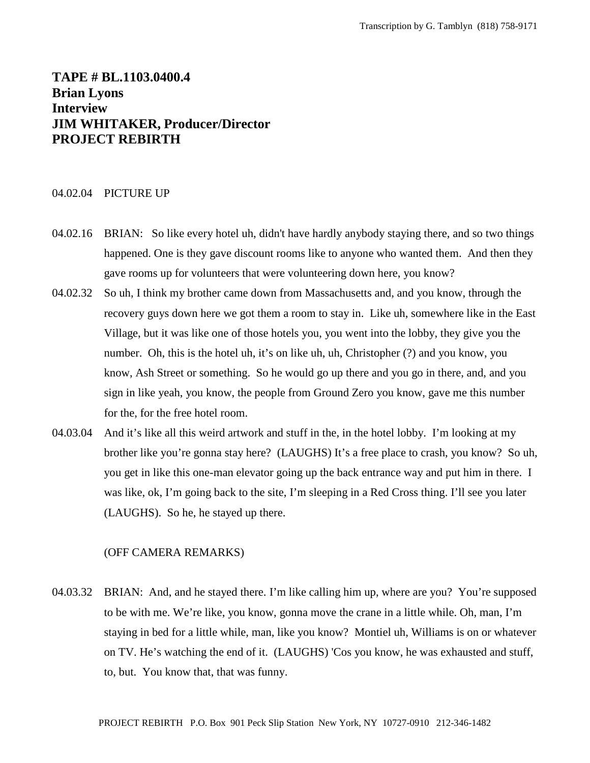Transcription by G. Tamblyn (818) 758-9171

**TAPE # BL.1103.0400.4**
**Brian Lyons**
**Interview**
**JIM WHITAKER, Producer/Director**
**PROJECT REBIRTH**

04.02.04 PICTURE UP

04.02.16 BRIAN: So like every hotel uh, didn't have hardly anybody staying there, and so two things happened. One is they gave discount rooms like to anyone who wanted them. And then they gave rooms up for volunteers that were volunteering down here, you know?

04.02.32 So uh, I think my brother came down from Massachusetts and, and you know, through the recovery guys down here we got them a room to stay in. Like uh, somewhere like in the East Village, but it was like one of those hotels you, you went into the lobby, they give you the number. Oh, this is the hotel uh, it's on like uh, uh, Christopher (?) and you know, you know, Ash Street or something. So he would go up there and you go in there, and, and you sign in like yeah, you know, the people from Ground Zero you know, gave me this number for the, for the free hotel room.

04.03.04 And it's like all this weird artwork and stuff in the, in the hotel lobby. I'm looking at my brother like you're gonna stay here? (LAUGHS) It's a free place to crash, you know? So uh, you get in like this one-man elevator going up the back entrance way and put him in there. I was like, ok, I'm going back to the site, I'm sleeping in a Red Cross thing. I'll see you later (LAUGHS). So he, he stayed up there.

(OFF CAMERA REMARKS)

04.03.32 BRIAN: And, and he stayed there. I'm like calling him up, where are you? You're supposed to be with me. We're like, you know, gonna move the crane in a little while. Oh, man, I'm staying in bed for a little while, man, like you know? Montiel uh, Williams is on or whatever on TV. He's watching the end of it. (LAUGHS) 'Cos you know, he was exhausted and stuff, to, but. You know that, that was funny.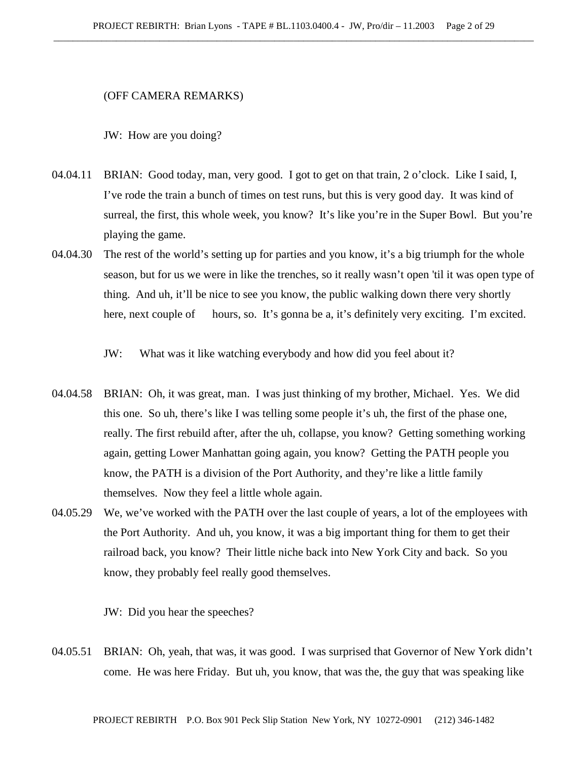(OFF CAMERA REMARKS)

JW: How are you doing?

04.04.11 BRIAN: Good today, man, very good. I got to get on that train, 2 o'clock. Like I said, I, I've rode the train a bunch of times on test runs, but this is very good day. It was kind of surreal, the first, this whole week, you know? It's like you're in the Super Bowl. But you're playing the game.

04.04.30 The rest of the world's setting up for parties and you know, it's a big triumph for the whole season, but for us we were in like the trenches, so it really wasn't open 'til it was open type of thing. And uh, it'll be nice to see you know, the public walking down there very shortly here, next couple of hours, so. It's gonna be a, it's definitely very exciting. I'm excited.

JW: What was it like watching everybody and how did you feel about it?

04.04.58 BRIAN: Oh, it was great, man. I was just thinking of my brother, Michael. Yes. We did this one. So uh, there's like I was telling some people it's uh, the first of the phase one, really. The first rebuild after, after the uh, collapse, you know? Getting something working again, getting Lower Manhattan going again, you know? Getting the PATH people you know, the PATH is a division of the Port Authority, and they're like a little family themselves. Now they feel a little whole again.

04.05.29 We, we've worked with the PATH over the last couple of years, a lot of the employees with the Port Authority. And uh, you know, it was a big important thing for them to get their railroad back, you know? Their little niche back into New York City and back. So you know, they probably feel really good themselves.

JW: Did you hear the speeches?

04.05.51 BRIAN: Oh, yeah, that was, it was good. I was surprised that Governor of New York didn't come. He was here Friday. But uh, you know, that was the, the guy that was speaking like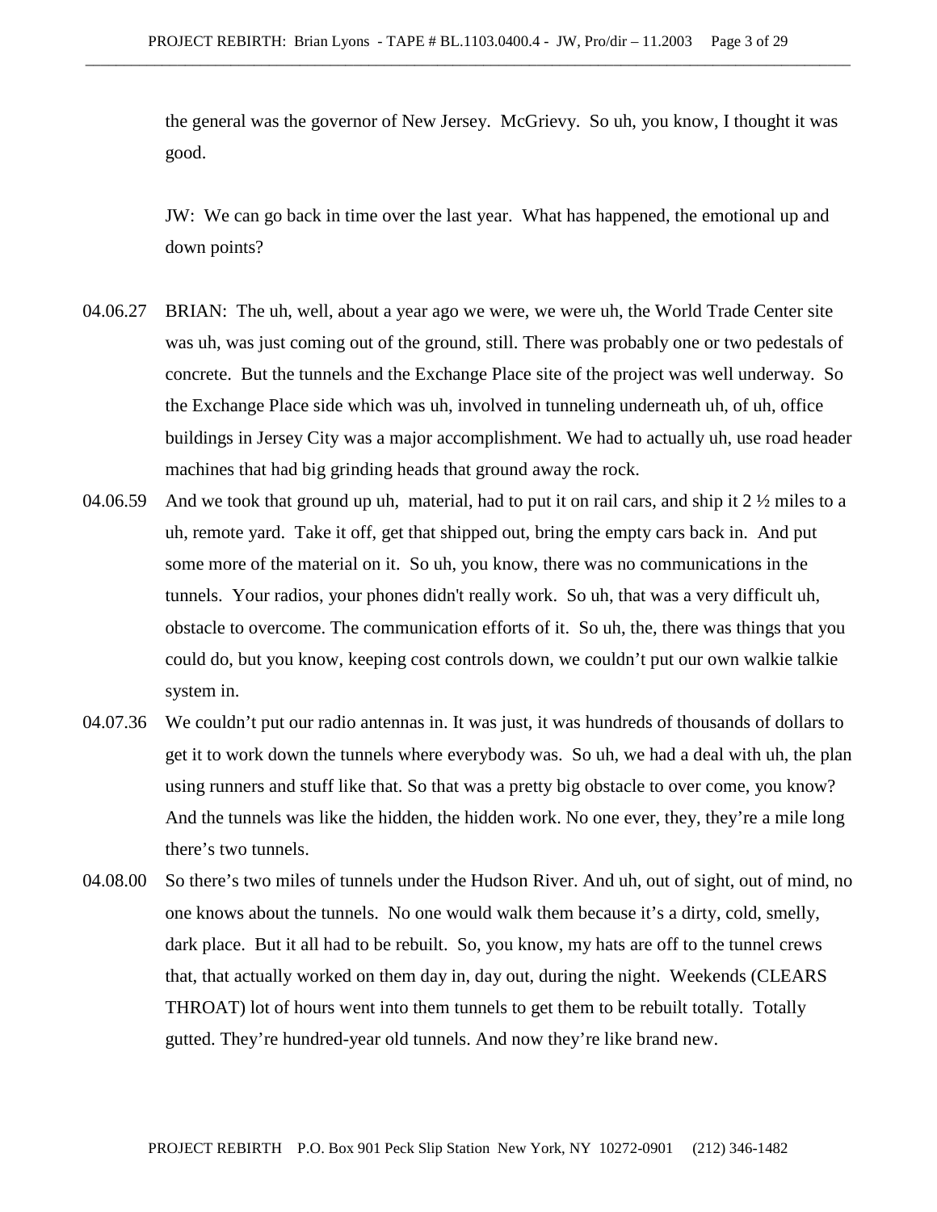the general was the governor of New Jersey. McGrievy. So uh, you know, I thought it was good.

JW: We can go back in time over the last year. What has happened, the emotional up and down points?

04.06.27 BRIAN: The uh, well, about a year ago we were, we were uh, the World Trade Center site was uh, was just coming out of the ground, still. There was probably one or two pedestals of concrete. But the tunnels and the Exchange Place site of the project was well underway. So the Exchange Place side which was uh, involved in tunneling underneath uh, of uh, office buildings in Jersey City was a major accomplishment. We had to actually uh, use road header machines that had big grinding heads that ground away the rock.

04.06.59 And we took that ground up uh, material, had to put it on rail cars, and ship it 2 ½ miles to a uh, remote yard. Take it off, get that shipped out, bring the empty cars back in. And put some more of the material on it. So uh, you know, there was no communications in the tunnels. Your radios, your phones didn't really work. So uh, that was a very difficult uh, obstacle to overcome. The communication efforts of it. So uh, the, there was things that you could do, but you know, keeping cost controls down, we couldn't put our own walkie talkie system in.

04.07.36 We couldn't put our radio antennas in. It was just, it was hundreds of thousands of dollars to get it to work down the tunnels where everybody was. So uh, we had a deal with uh, the plan using runners and stuff like that. So that was a pretty big obstacle to over come, you know? And the tunnels was like the hidden, the hidden work. No one ever, they, they're a mile long there's two tunnels.

04.08.00 So there's two miles of tunnels under the Hudson River. And uh, out of sight, out of mind, no one knows about the tunnels. No one would walk them because it's a dirty, cold, smelly, dark place. But it all had to be rebuilt. So, you know, my hats are off to the tunnel crews that, that actually worked on them day in, day out, during the night. Weekends (CLEARS THROAT) lot of hours went into them tunnels to get them to be rebuilt totally. Totally gutted. They're hundred-year old tunnels. And now they're like brand new.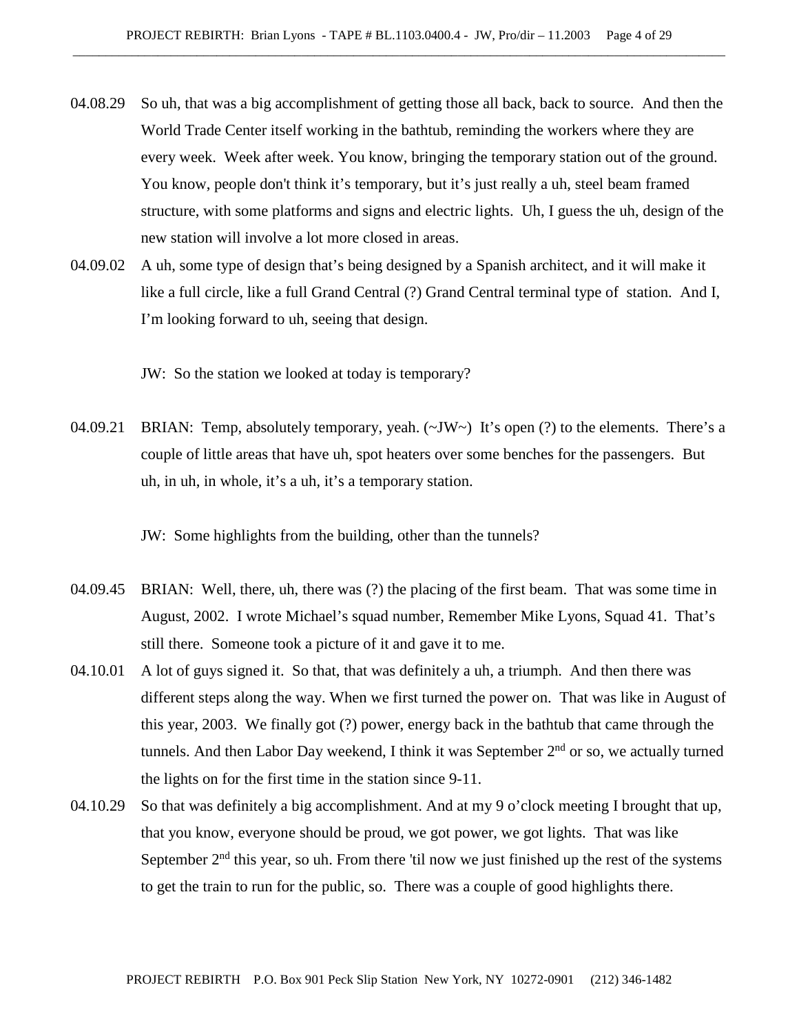04.08.29 So uh, that was a big accomplishment of getting those all back, back to source. And then the World Trade Center itself working in the bathtub, reminding the workers where they are every week. Week after week. You know, bringing the temporary station out of the ground. You know, people don't think it's temporary, but it's just really a uh, steel beam framed structure, with some platforms and signs and electric lights. Uh, I guess the uh, design of the new station will involve a lot more closed in areas.

04.09.02 A uh, some type of design that's being designed by a Spanish architect, and it will make it like a full circle, like a full Grand Central (?) Grand Central terminal type of station. And I, I'm looking forward to uh, seeing that design.

JW: So the station we looked at today is temporary?

04.09.21 BRIAN: Temp, absolutely temporary, yeah. (~JW~) It's open (?) to the elements. There's a couple of little areas that have uh, spot heaters over some benches for the passengers. But uh, in uh, in whole, it's a uh, it's a temporary station.

JW: Some highlights from the building, other than the tunnels?

04.09.45 BRIAN: Well, there, uh, there was (?) the placing of the first beam. That was some time in August, 2002. I wrote Michael's squad number, Remember Mike Lyons, Squad 41. That's still there. Someone took a picture of it and gave it to me.

04.10.01 A lot of guys signed it. So that, that was definitely a uh, a triumph. And then there was different steps along the way. When we first turned the power on. That was like in August of this year, 2003. We finally got (?) power, energy back in the bathtub that came through the tunnels. And then Labor Day weekend, I think it was September 2nd or so, we actually turned the lights on for the first time in the station since 9-11.

04.10.29 So that was definitely a big accomplishment. And at my 9 o'clock meeting I brought that up, that you know, everyone should be proud, we got power, we got lights. That was like September 2nd this year, so uh. From there 'til now we just finished up the rest of the systems to get the train to run for the public, so. There was a couple of good highlights there.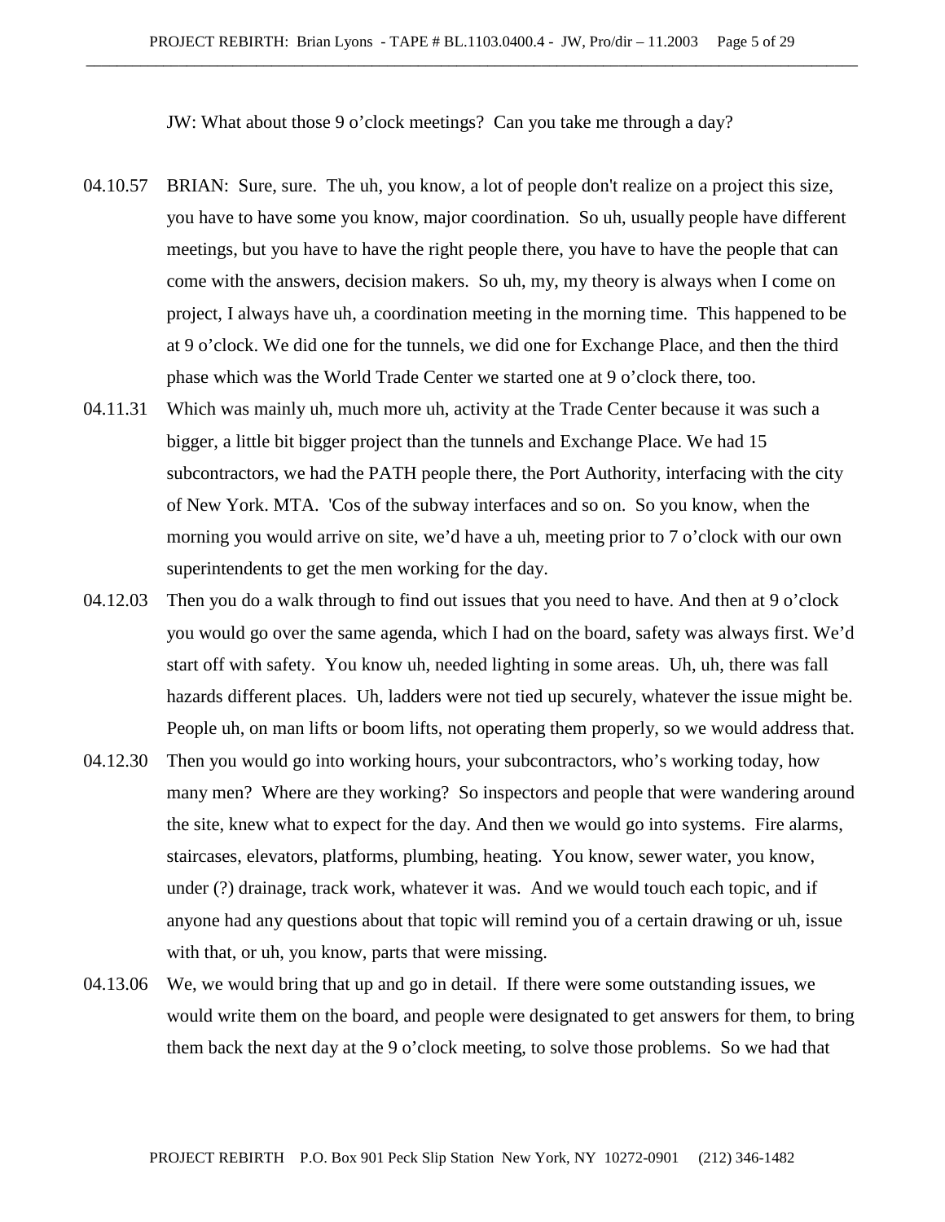JW: What about those 9 o'clock meetings? Can you take me through a day?

04.10.57 BRIAN: Sure, sure. The uh, you know, a lot of people don't realize on a project this size, you have to have some you know, major coordination. So uh, usually people have different meetings, but you have to have the right people there, you have to have the people that can come with the answers, decision makers. So uh, my, my theory is always when I come on project, I always have uh, a coordination meeting in the morning time. This happened to be at 9 o'clock. We did one for the tunnels, we did one for Exchange Place, and then the third phase which was the World Trade Center we started one at 9 o'clock there, too.

04.11.31 Which was mainly uh, much more uh, activity at the Trade Center because it was such a bigger, a little bit bigger project than the tunnels and Exchange Place. We had 15 subcontractors, we had the PATH people there, the Port Authority, interfacing with the city of New York. MTA. 'Cos of the subway interfaces and so on. So you know, when the morning you would arrive on site, we'd have a uh, meeting prior to 7 o'clock with our own superintendents to get the men working for the day.

04.12.03 Then you do a walk through to find out issues that you need to have. And then at 9 o'clock you would go over the same agenda, which I had on the board, safety was always first. We'd start off with safety. You know uh, needed lighting in some areas. Uh, uh, there was fall hazards different places. Uh, ladders were not tied up securely, whatever the issue might be. People uh, on man lifts or boom lifts, not operating them properly, so we would address that.

04.12.30 Then you would go into working hours, your subcontractors, who's working today, how many men? Where are they working? So inspectors and people that were wandering around the site, knew what to expect for the day. And then we would go into systems. Fire alarms, staircases, elevators, platforms, plumbing, heating. You know, sewer water, you know, under (?) drainage, track work, whatever it was. And we would touch each topic, and if anyone had any questions about that topic will remind you of a certain drawing or uh, issue with that, or uh, you know, parts that were missing.

04.13.06 We, we would bring that up and go in detail. If there were some outstanding issues, we would write them on the board, and people were designated to get answers for them, to bring them back the next day at the 9 o'clock meeting, to solve those problems. So we had that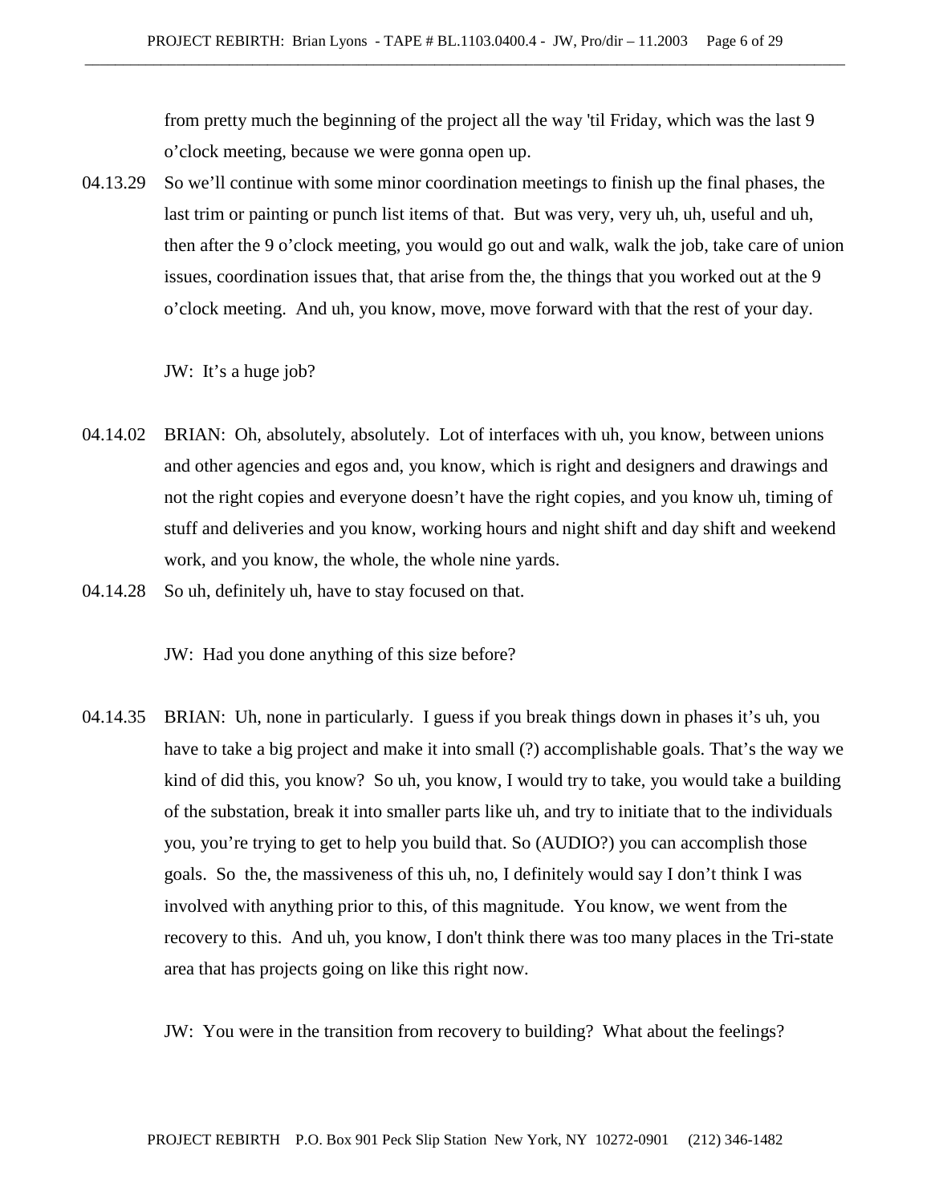from pretty much the beginning of the project all the way 'til Friday, which was the last 9 o'clock meeting, because we were gonna open up.

04.13.29 So we'll continue with some minor coordination meetings to finish up the final phases, the last trim or painting or punch list items of that. But was very, very uh, uh, useful and uh, then after the 9 o'clock meeting, you would go out and walk, walk the job, take care of union issues, coordination issues that, that arise from the, the things that you worked out at the 9 o'clock meeting. And uh, you know, move, move forward with that the rest of your day.

JW: It's a huge job?

04.14.02 BRIAN: Oh, absolutely, absolutely. Lot of interfaces with uh, you know, between unions and other agencies and egos and, you know, which is right and designers and drawings and not the right copies and everyone doesn't have the right copies, and you know uh, timing of stuff and deliveries and you know, working hours and night shift and day shift and weekend work, and you know, the whole, the whole nine yards.

04.14.28 So uh, definitely uh, have to stay focused on that.

JW: Had you done anything of this size before?

04.14.35 BRIAN: Uh, none in particularly. I guess if you break things down in phases it's uh, you have to take a big project and make it into small (?) accomplishable goals. That's the way we kind of did this, you know? So uh, you know, I would try to take, you would take a building of the substation, break it into smaller parts like uh, and try to initiate that to the individuals you, you're trying to get to help you build that. So (AUDIO?) you can accomplish those goals. So the, the massiveness of this uh, no, I definitely would say I don't think I was involved with anything prior to this, of this magnitude. You know, we went from the recovery to this. And uh, you know, I don't think there was too many places in the Tri-state area that has projects going on like this right now.

JW: You were in the transition from recovery to building? What about the feelings?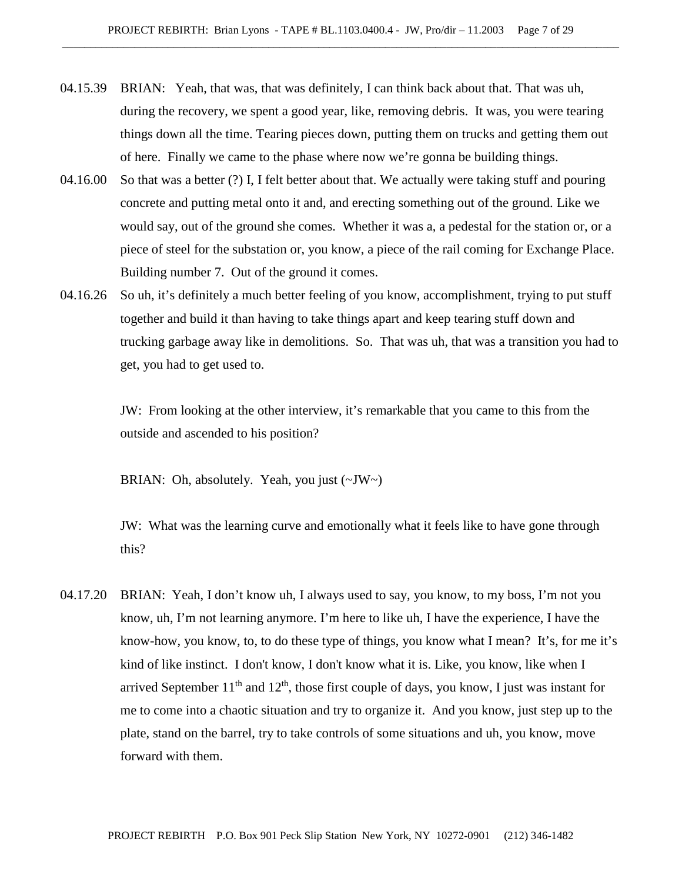04.15.39 BRIAN: Yeah, that was, that was definitely, I can think back about that. That was uh, during the recovery, we spent a good year, like, removing debris. It was, you were tearing things down all the time. Tearing pieces down, putting them on trucks and getting them out of here. Finally we came to the phase where now we're gonna be building things.

04.16.00 So that was a better (?) I, I felt better about that. We actually were taking stuff and pouring concrete and putting metal onto it and, and erecting something out of the ground. Like we would say, out of the ground she comes. Whether it was a, a pedestal for the station or, or a piece of steel for the substation or, you know, a piece of the rail coming for Exchange Place. Building number 7. Out of the ground it comes.

04.16.26 So uh, it's definitely a much better feeling of you know, accomplishment, trying to put stuff together and build it than having to take things apart and keep tearing stuff down and trucking garbage away like in demolitions. So. That was uh, that was a transition you had to get, you had to get used to.

JW: From looking at the other interview, it's remarkable that you came to this from the outside and ascended to his position?

BRIAN: Oh, absolutely. Yeah, you just (~JW~)

JW: What was the learning curve and emotionally what it feels like to have gone through this?

04.17.20 BRIAN: Yeah, I don't know uh, I always used to say, you know, to my boss, I'm not you know, uh, I'm not learning anymore. I'm here to like uh, I have the experience, I have the know-how, you know, to, to do these type of things, you know what I mean? It's, for me it's kind of like instinct. I don't know, I don't know what it is. Like, you know, like when I arrived September 11th and 12th, those first couple of days, you know, I just was instant for me to come into a chaotic situation and try to organize it. And you know, just step up to the plate, stand on the barrel, try to take controls of some situations and uh, you know, move forward with them.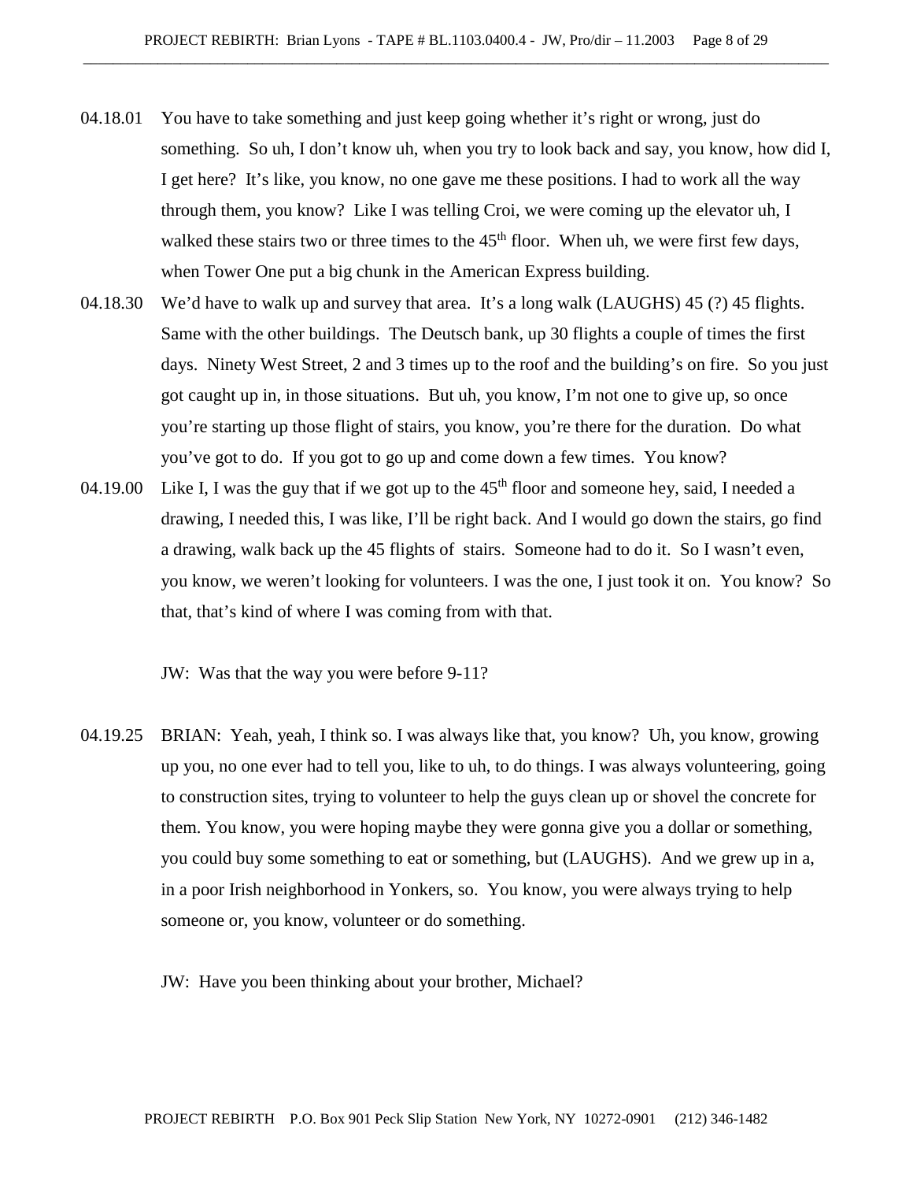04.18.01 You have to take something and just keep going whether it's right or wrong, just do something. So uh, I don't know uh, when you try to look back and say, you know, how did I, I get here? It's like, you know, no one gave me these positions. I had to work all the way through them, you know? Like I was telling Croi, we were coming up the elevator uh, I walked these stairs two or three times to the 45th floor. When uh, we were first few days, when Tower One put a big chunk in the American Express building.

04.18.30 We'd have to walk up and survey that area. It's a long walk (LAUGHS) 45 (?) 45 flights. Same with the other buildings. The Deutsch bank, up 30 flights a couple of times the first days. Ninety West Street, 2 and 3 times up to the roof and the building's on fire. So you just got caught up in, in those situations. But uh, you know, I'm not one to give up, so once you're starting up those flight of stairs, you know, you're there for the duration. Do what you've got to do. If you got to go up and come down a few times. You know?

04.19.00 Like I, I was the guy that if we got up to the 45th floor and someone hey, said, I needed a drawing, I needed this, I was like, I'll be right back. And I would go down the stairs, go find a drawing, walk back up the 45 flights of stairs. Someone had to do it. So I wasn't even, you know, we weren't looking for volunteers. I was the one, I just took it on. You know? So that, that's kind of where I was coming from with that.

JW: Was that the way you were before 9-11?

04.19.25 BRIAN: Yeah, yeah, I think so. I was always like that, you know? Uh, you know, growing up you, no one ever had to tell you, like to uh, to do things. I was always volunteering, going to construction sites, trying to volunteer to help the guys clean up or shovel the concrete for them. You know, you were hoping maybe they were gonna give you a dollar or something, you could buy some something to eat or something, but (LAUGHS). And we grew up in a, in a poor Irish neighborhood in Yonkers, so. You know, you were always trying to help someone or, you know, volunteer or do something.

JW: Have you been thinking about your brother, Michael?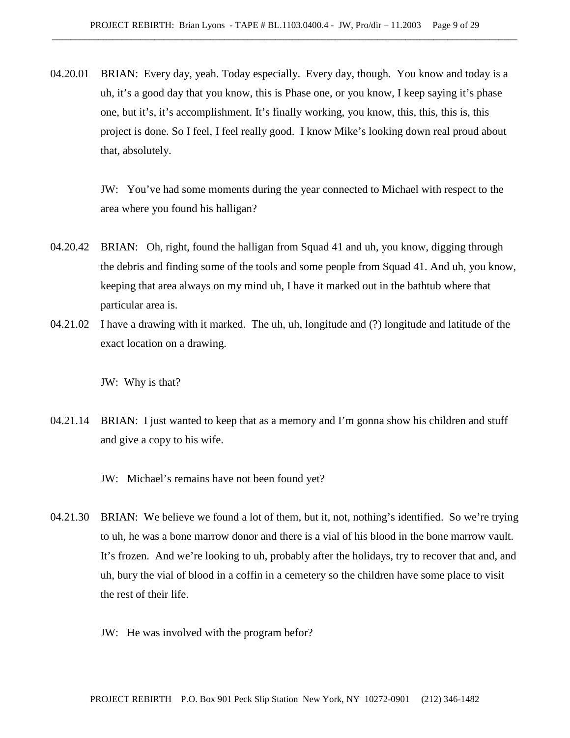04.20.01 BRIAN: Every day, yeah. Today especially. Every day, though. You know and today is a uh, it's a good day that you know, this is Phase one, or you know, I keep saying it's phase one, but it's, it's accomplishment. It's finally working, you know, this, this, this is, this project is done. So I feel, I feel really good. I know Mike's looking down real proud about that, absolutely.

JW: You've had some moments during the year connected to Michael with respect to the area where you found his halligan?

04.20.42 BRIAN: Oh, right, found the halligan from Squad 41 and uh, you know, digging through the debris and finding some of the tools and some people from Squad 41. And uh, you know, keeping that area always on my mind uh, I have it marked out in the bathtub where that particular area is.

04.21.02 I have a drawing with it marked. The uh, uh, longitude and (?) longitude and latitude of the exact location on a drawing.

JW: Why is that?

04.21.14 BRIAN: I just wanted to keep that as a memory and I'm gonna show his children and stuff and give a copy to his wife.

JW: Michael's remains have not been found yet?

04.21.30 BRIAN: We believe we found a lot of them, but it, not, nothing's identified. So we're trying to uh, he was a bone marrow donor and there is a vial of his blood in the bone marrow vault. It's frozen. And we're looking to uh, probably after the holidays, try to recover that and, and uh, bury the vial of blood in a coffin in a cemetery so the children have some place to visit the rest of their life.

JW: He was involved with the program befor?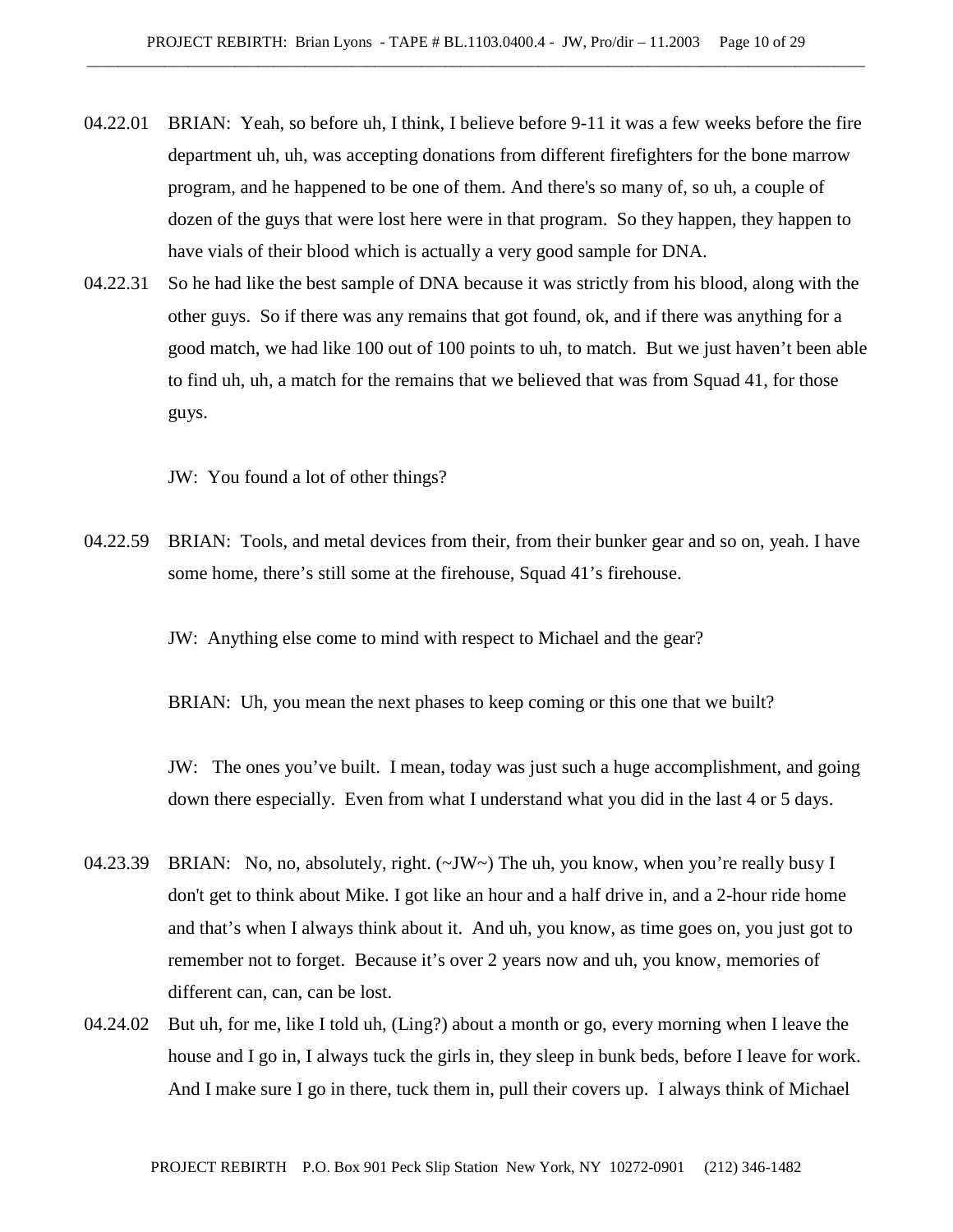04.22.01 BRIAN: Yeah, so before uh, I think, I believe before 9-11 it was a few weeks before the fire department uh, uh, was accepting donations from different firefighters for the bone marrow program, and he happened to be one of them. And there's so many of, so uh, a couple of dozen of the guys that were lost here were in that program. So they happen, they happen to have vials of their blood which is actually a very good sample for DNA.

04.22.31 So he had like the best sample of DNA because it was strictly from his blood, along with the other guys. So if there was any remains that got found, ok, and if there was anything for a good match, we had like 100 out of 100 points to uh, to match. But we just haven't been able to find uh, uh, a match for the remains that we believed that was from Squad 41, for those guys.

JW: You found a lot of other things?

04.22.59 BRIAN: Tools, and metal devices from their, from their bunker gear and so on, yeah. I have some home, there's still some at the firehouse, Squad 41's firehouse.

JW: Anything else come to mind with respect to Michael and the gear?

BRIAN: Uh, you mean the next phases to keep coming or this one that we built?

JW: The ones you've built. I mean, today was just such a huge accomplishment, and going down there especially. Even from what I understand what you did in the last 4 or 5 days.

04.23.39 BRIAN: No, no, absolutely, right. (~JW~) The uh, you know, when you're really busy I don't get to think about Mike. I got like an hour and a half drive in, and a 2-hour ride home and that's when I always think about it. And uh, you know, as time goes on, you just got to remember not to forget. Because it's over 2 years now and uh, you know, memories of different can, can, can be lost.

04.24.02 But uh, for me, like I told uh, (Ling?) about a month or go, every morning when I leave the house and I go in, I always tuck the girls in, they sleep in bunk beds, before I leave for work. And I make sure I go in there, tuck them in, pull their covers up. I always think of Michael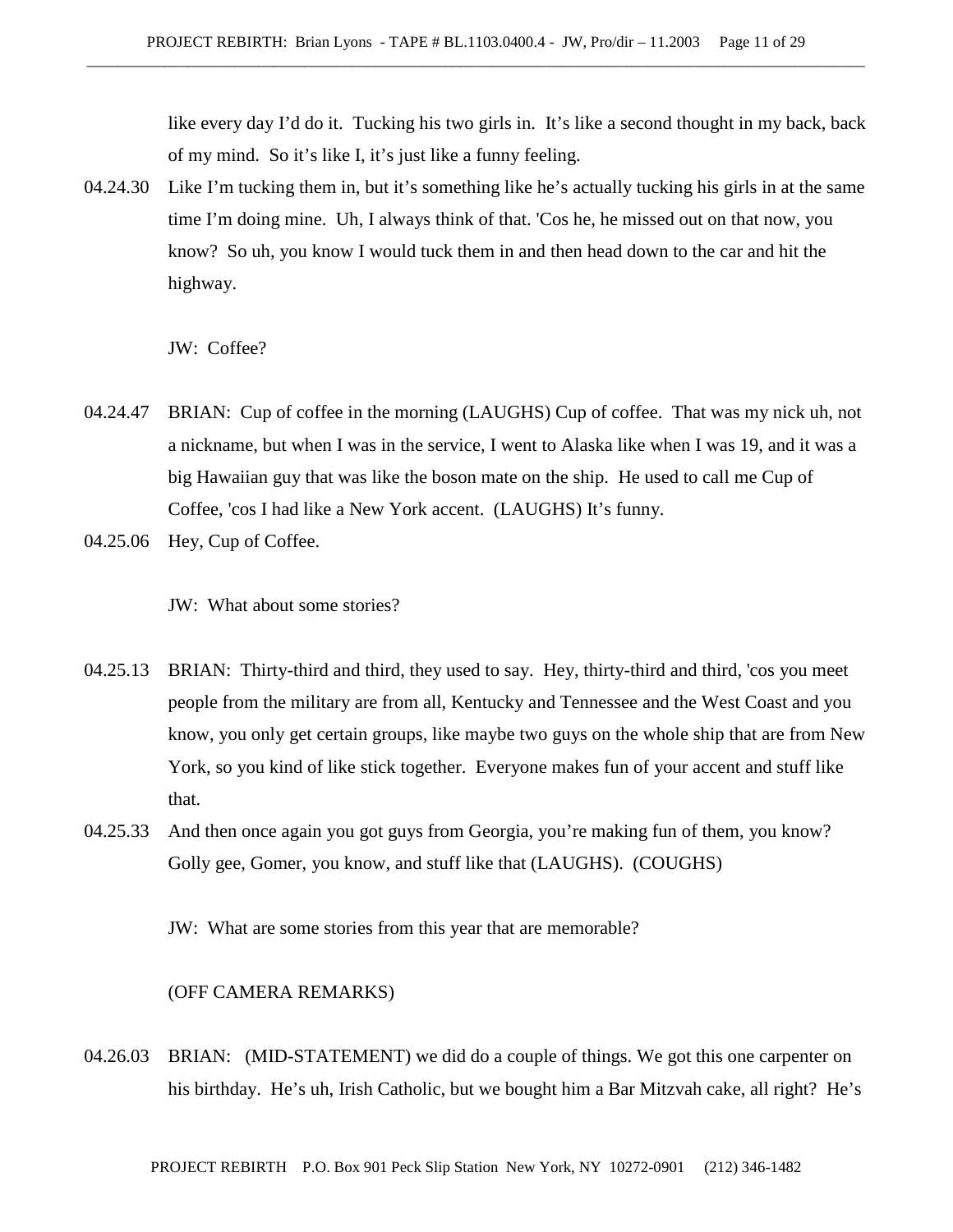like every day I'd do it. Tucking his two girls in. It's like a second thought in my back, back of my mind. So it's like I, it's just like a funny feeling.

04.24.30 Like I'm tucking them in, but it's something like he's actually tucking his girls in at the same time I'm doing mine. Uh, I always think of that. 'Cos he, he missed out on that now, you know? So uh, you know I would tuck them in and then head down to the car and hit the highway.

JW: Coffee?

04.24.47 BRIAN: Cup of coffee in the morning (LAUGHS) Cup of coffee. That was my nick uh, not a nickname, but when I was in the service, I went to Alaska like when I was 19, and it was a big Hawaiian guy that was like the boson mate on the ship. He used to call me Cup of Coffee, 'cos I had like a New York accent. (LAUGHS) It's funny.

04.25.06 Hey, Cup of Coffee.

JW: What about some stories?

04.25.13 BRIAN: Thirty-third and third, they used to say. Hey, thirty-third and third, 'cos you meet people from the military are from all, Kentucky and Tennessee and the West Coast and you know, you only get certain groups, like maybe two guys on the whole ship that are from New York, so you kind of like stick together. Everyone makes fun of your accent and stuff like that.

04.25.33 And then once again you got guys from Georgia, you're making fun of them, you know? Golly gee, Gomer, you know, and stuff like that (LAUGHS). (COUGHS)

JW: What are some stories from this year that are memorable?

(OFF CAMERA REMARKS)

04.26.03 BRIAN: (MID-STATEMENT) we did do a couple of things. We got this one carpenter on his birthday. He's uh, Irish Catholic, but we bought him a Bar Mitzvah cake, all right? He's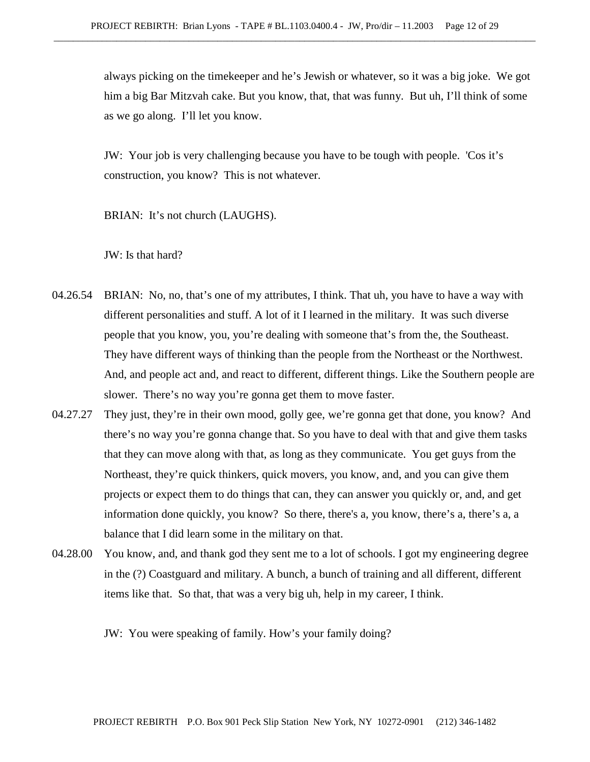always picking on the timekeeper and he's Jewish or whatever, so it was a big joke. We got him a big Bar Mitzvah cake. But you know, that, that was funny. But uh, I'll think of some as we go along. I'll let you know.

JW: Your job is very challenging because you have to be tough with people. 'Cos it's construction, you know? This is not whatever.

BRIAN: It's not church (LAUGHS).

JW: Is that hard?

04.26.54 BRIAN: No, no, that's one of my attributes, I think. That uh, you have to have a way with different personalities and stuff. A lot of it I learned in the military. It was such diverse people that you know, you, you're dealing with someone that's from the, the Southeast. They have different ways of thinking than the people from the Northeast or the Northwest. And, and people act and, and react to different, different things. Like the Southern people are slower. There's no way you're gonna get them to move faster.

04.27.27 They just, they're in their own mood, golly gee, we're gonna get that done, you know? And there's no way you're gonna change that. So you have to deal with that and give them tasks that they can move along with that, as long as they communicate. You get guys from the Northeast, they're quick thinkers, quick movers, you know, and, and you can give them projects or expect them to do things that can, they can answer you quickly or, and, and get information done quickly, you know? So there, there's a, you know, there's a, there's a, a balance that I did learn some in the military on that.

04.28.00 You know, and, and thank god they sent me to a lot of schools. I got my engineering degree in the (?) Coastguard and military. A bunch, a bunch of training and all different, different items like that. So that, that was a very big uh, help in my career, I think.

JW: You were speaking of family. How's your family doing?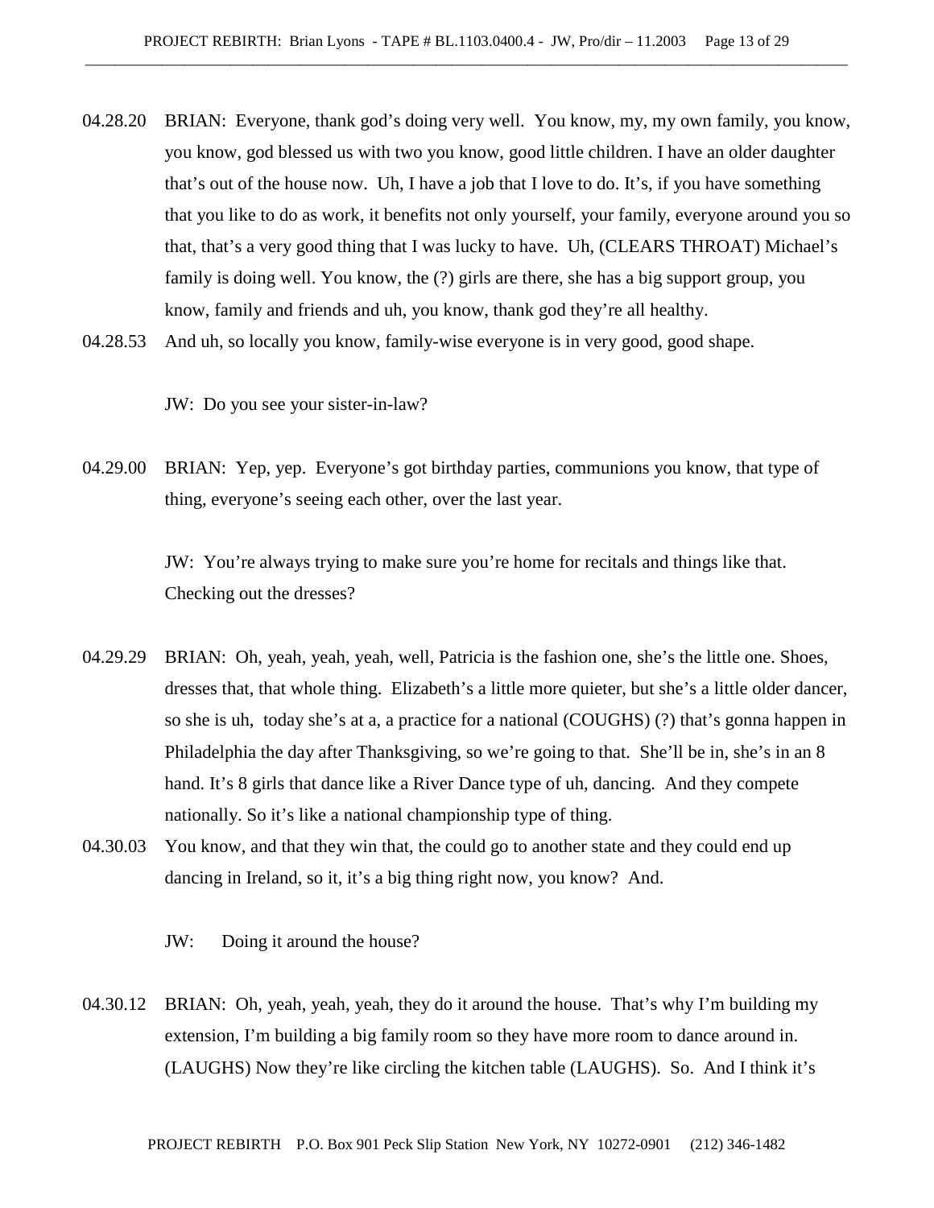04.28.20 BRIAN: Everyone, thank god's doing very well. You know, my, my own family, you know, you know, god blessed us with two you know, good little children. I have an older daughter that's out of the house now. Uh, I have a job that I love to do. It's, if you have something that you like to do as work, it benefits not only yourself, your family, everyone around you so that, that's a very good thing that I was lucky to have. Uh, (CLEARS THROAT) Michael's family is doing well. You know, the (?) girls are there, she has a big support group, you know, family and friends and uh, you know, thank god they're all healthy.

04.28.53 And uh, so locally you know, family-wise everyone is in very good, good shape.

JW: Do you see your sister-in-law?

04.29.00 BRIAN: Yep, yep. Everyone's got birthday parties, communions you know, that type of thing, everyone's seeing each other, over the last year.

JW: You're always trying to make sure you're home for recitals and things like that. Checking out the dresses?

04.29.29 BRIAN: Oh, yeah, yeah, yeah, well, Patricia is the fashion one, she's the little one. Shoes, dresses that, that whole thing. Elizabeth's a little more quieter, but she's a little older dancer, so she is uh, today she's at a, a practice for a national (COUGHS) (?) that's gonna happen in Philadelphia the day after Thanksgiving, so we're going to that. She'll be in, she's in an 8 hand. It's 8 girls that dance like a River Dance type of uh, dancing. And they compete nationally. So it's like a national championship type of thing.

04.30.03 You know, and that they win that, the could go to another state and they could end up dancing in Ireland, so it, it's a big thing right now, you know? And.

JW: Doing it around the house?

04.30.12 BRIAN: Oh, yeah, yeah, yeah, they do it around the house. That's why I'm building my extension, I'm building a big family room so they have more room to dance around in. (LAUGHS) Now they're like circling the kitchen table (LAUGHS). So. And I think it's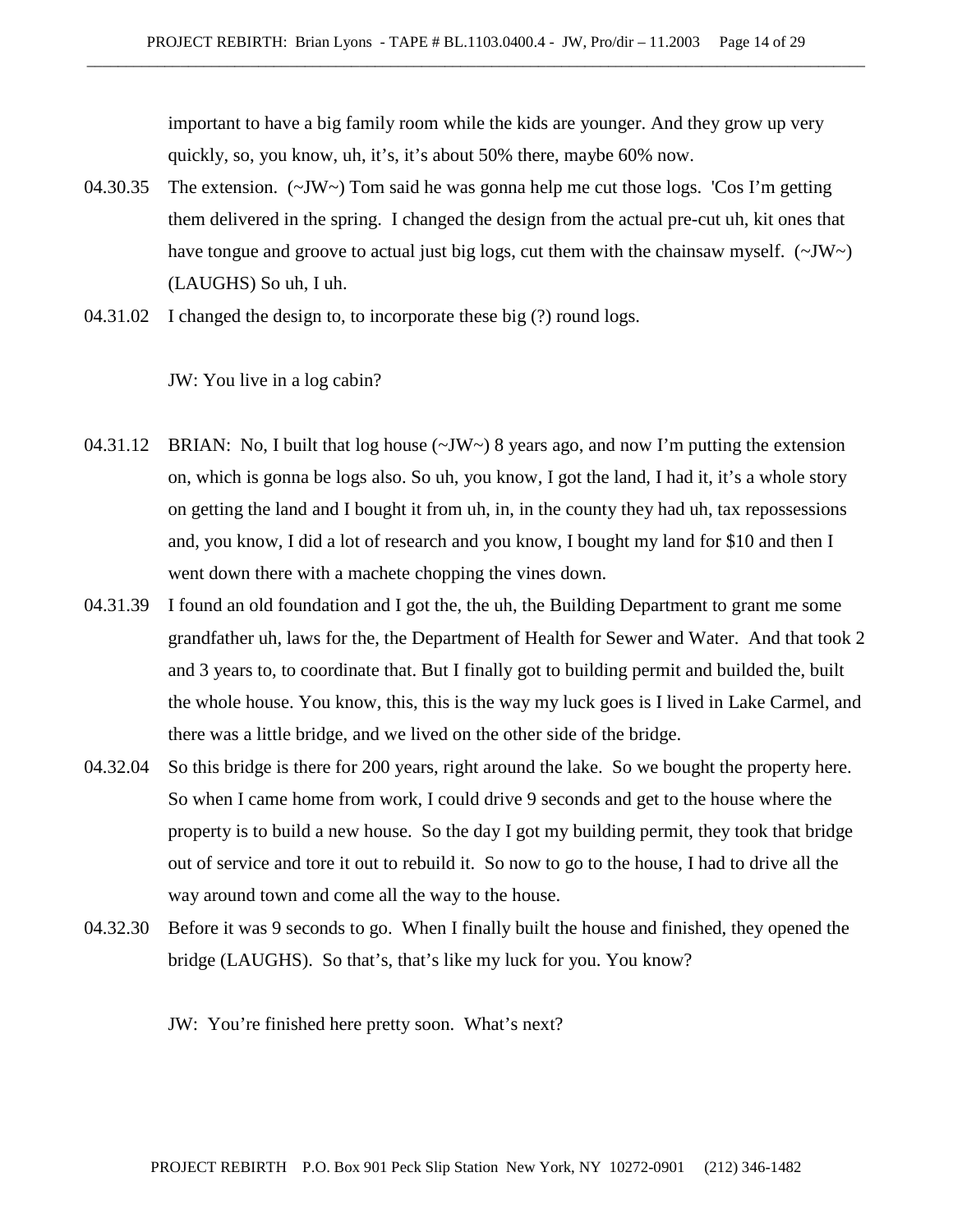important to have a big family room while the kids are younger. And they grow up very quickly, so, you know, uh, it's, it's about 50% there, maybe 60% now.

04.30.35 The extension. (~JW~) Tom said he was gonna help me cut those logs. 'Cos I'm getting them delivered in the spring. I changed the design from the actual pre-cut uh, kit ones that have tongue and groove to actual just big logs, cut them with the chainsaw myself. (~JW~) (LAUGHS) So uh, I uh.

04.31.02 I changed the design to, to incorporate these big (?) round logs.

JW: You live in a log cabin?

04.31.12 BRIAN: No, I built that log house (~JW~) 8 years ago, and now I'm putting the extension on, which is gonna be logs also. So uh, you know, I got the land, I had it, it's a whole story on getting the land and I bought it from uh, in, in the county they had uh, tax repossessions and, you know, I did a lot of research and you know, I bought my land for $10 and then I went down there with a machete chopping the vines down.

04.31.39 I found an old foundation and I got the, the uh, the Building Department to grant me some grandfather uh, laws for the, the Department of Health for Sewer and Water. And that took 2 and 3 years to, to coordinate that. But I finally got to building permit and builded the, built the whole house. You know, this, this is the way my luck goes is I lived in Lake Carmel, and there was a little bridge, and we lived on the other side of the bridge.

04.32.04 So this bridge is there for 200 years, right around the lake. So we bought the property here. So when I came home from work, I could drive 9 seconds and get to the house where the property is to build a new house. So the day I got my building permit, they took that bridge out of service and tore it out to rebuild it. So now to go to the house, I had to drive all the way around town and come all the way to the house.

04.32.30 Before it was 9 seconds to go. When I finally built the house and finished, they opened the bridge (LAUGHS). So that's, that's like my luck for you. You know?

JW: You're finished here pretty soon. What's next?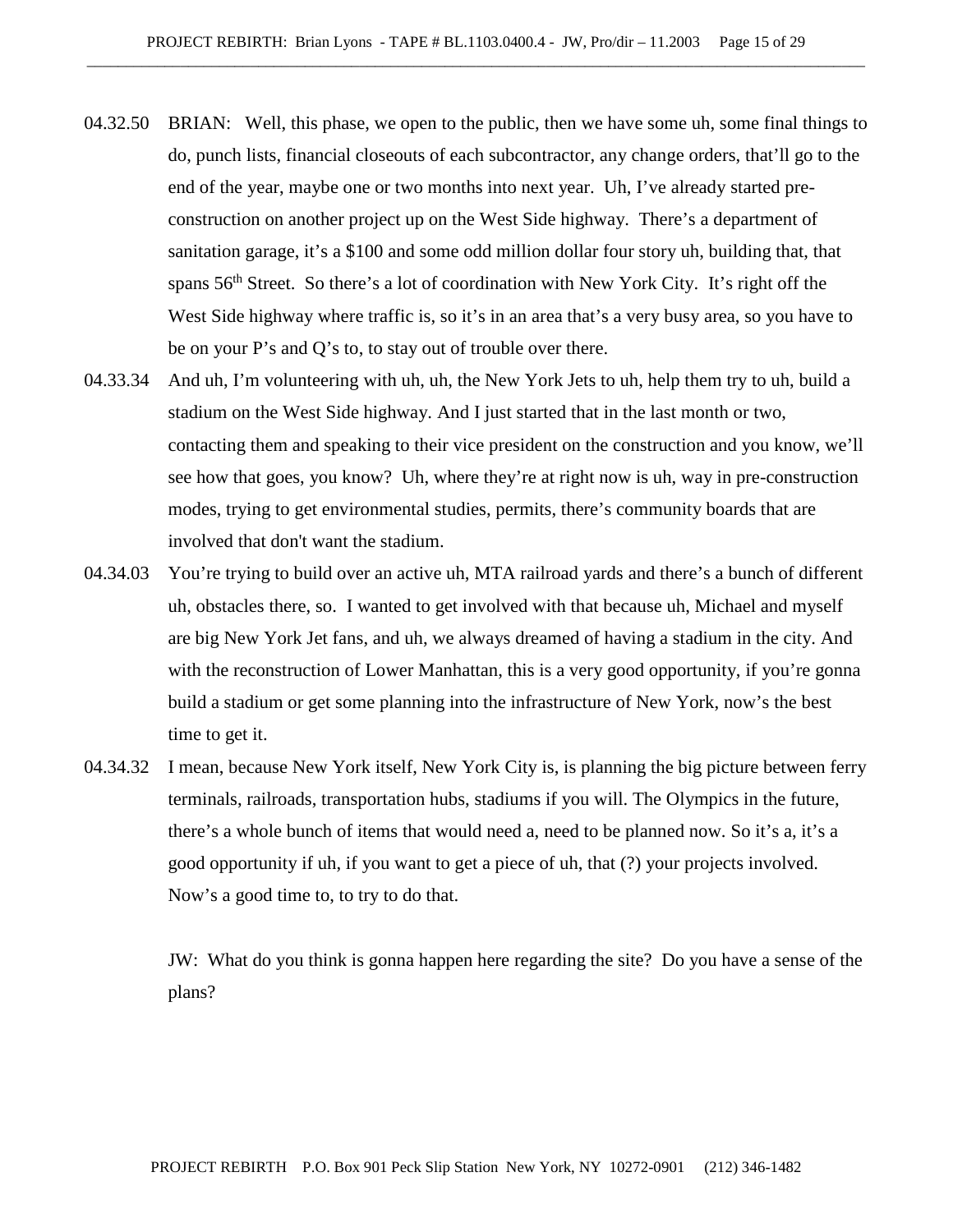04.32.50 BRIAN: Well, this phase, we open to the public, then we have some uh, some final things to do, punch lists, financial closeouts of each subcontractor, any change orders, that'll go to the end of the year, maybe one or two months into next year. Uh, I've already started pre-construction on another project up on the West Side highway. There's a department of sanitation garage, it's a $100 and some odd million dollar four story uh, building that, that spans 56th Street. So there's a lot of coordination with New York City. It's right off the West Side highway where traffic is, so it's in an area that's a very busy area, so you have to be on your P's and Q's to, to stay out of trouble over there.

04.33.34 And uh, I'm volunteering with uh, uh, the New York Jets to uh, help them try to uh, build a stadium on the West Side highway. And I just started that in the last month or two, contacting them and speaking to their vice president on the construction and you know, we'll see how that goes, you know? Uh, where they're at right now is uh, way in pre-construction modes, trying to get environmental studies, permits, there's community boards that are involved that don't want the stadium.

04.34.03 You're trying to build over an active uh, MTA railroad yards and there's a bunch of different uh, obstacles there, so. I wanted to get involved with that because uh, Michael and myself are big New York Jet fans, and uh, we always dreamed of having a stadium in the city. And with the reconstruction of Lower Manhattan, this is a very good opportunity, if you're gonna build a stadium or get some planning into the infrastructure of New York, now's the best time to get it.

04.34.32 I mean, because New York itself, New York City is, is planning the big picture between ferry terminals, railroads, transportation hubs, stadiums if you will. The Olympics in the future, there's a whole bunch of items that would need a, need to be planned now. So it's a, it's a good opportunity if uh, if you want to get a piece of uh, that (?) your projects involved. Now's a good time to, to try to do that.

JW: What do you think is gonna happen here regarding the site? Do you have a sense of the plans?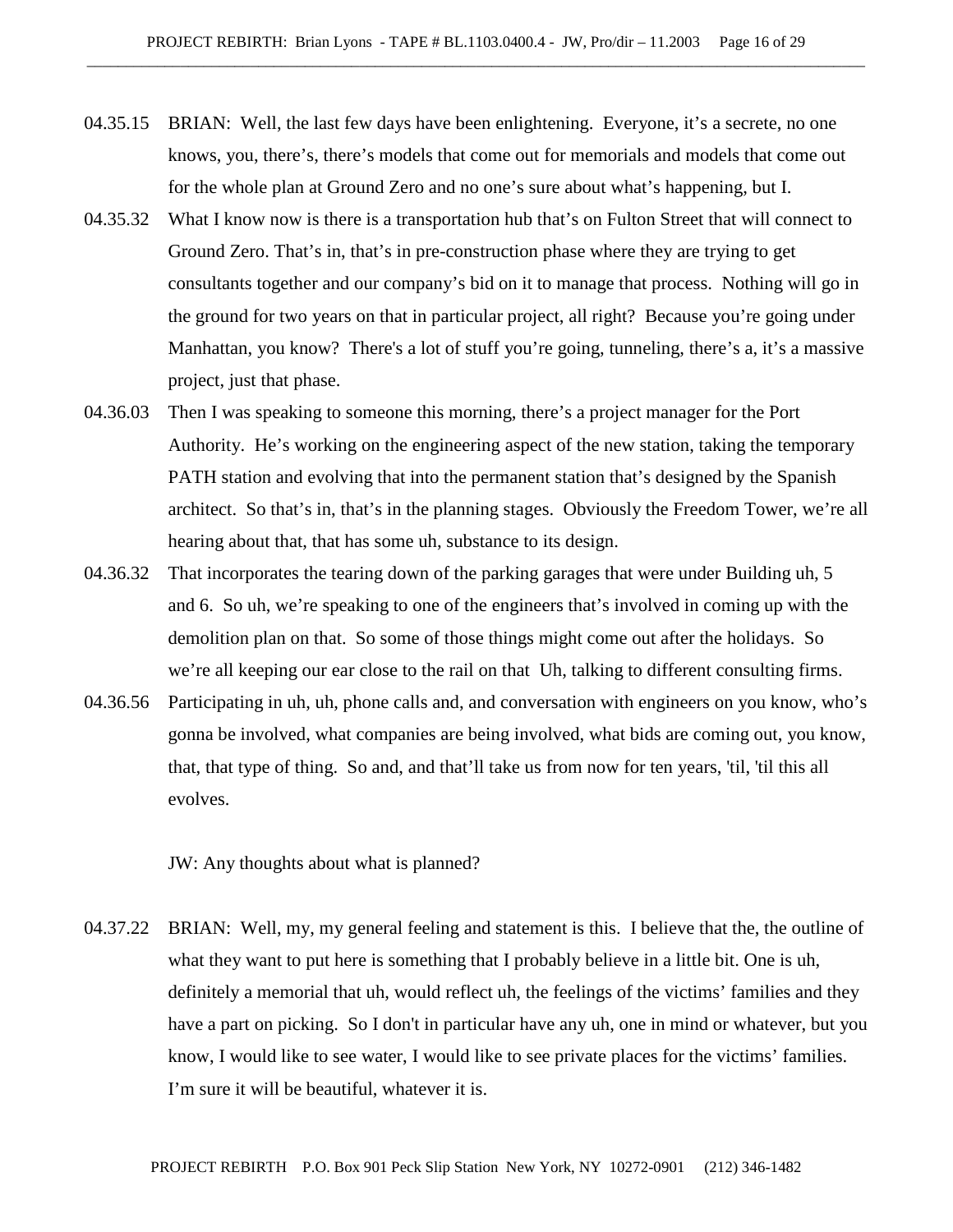04.35.15 BRIAN: Well, the last few days have been enlightening. Everyone, it's a secrete, no one knows, you, there's, there's models that come out for memorials and models that come out for the whole plan at Ground Zero and no one's sure about what's happening, but I.

04.35.32 What I know now is there is a transportation hub that's on Fulton Street that will connect to Ground Zero. That's in, that's in pre-construction phase where they are trying to get consultants together and our company's bid on it to manage that process. Nothing will go in the ground for two years on that in particular project, all right? Because you're going under Manhattan, you know? There's a lot of stuff you're going, tunneling, there's a, it's a massive project, just that phase.

04.36.03 Then I was speaking to someone this morning, there's a project manager for the Port Authority. He's working on the engineering aspect of the new station, taking the temporary PATH station and evolving that into the permanent station that's designed by the Spanish architect. So that's in, that's in the planning stages. Obviously the Freedom Tower, we're all hearing about that, that has some uh, substance to its design.

04.36.32 That incorporates the tearing down of the parking garages that were under Building uh, 5 and 6. So uh, we're speaking to one of the engineers that's involved in coming up with the demolition plan on that. So some of those things might come out after the holidays. So we're all keeping our ear close to the rail on that Uh, talking to different consulting firms.

04.36.56 Participating in uh, uh, phone calls and, and conversation with engineers on you know, who's gonna be involved, what companies are being involved, what bids are coming out, you know, that, that type of thing. So and, and that'll take us from now for ten years, 'til, 'til this all evolves.

JW: Any thoughts about what is planned?

04.37.22 BRIAN: Well, my, my general feeling and statement is this. I believe that the, the outline of what they want to put here is something that I probably believe in a little bit. One is uh, definitely a memorial that uh, would reflect uh, the feelings of the victims' families and they have a part on picking. So I don't in particular have any uh, one in mind or whatever, but you know, I would like to see water, I would like to see private places for the victims' families. I'm sure it will be beautiful, whatever it is.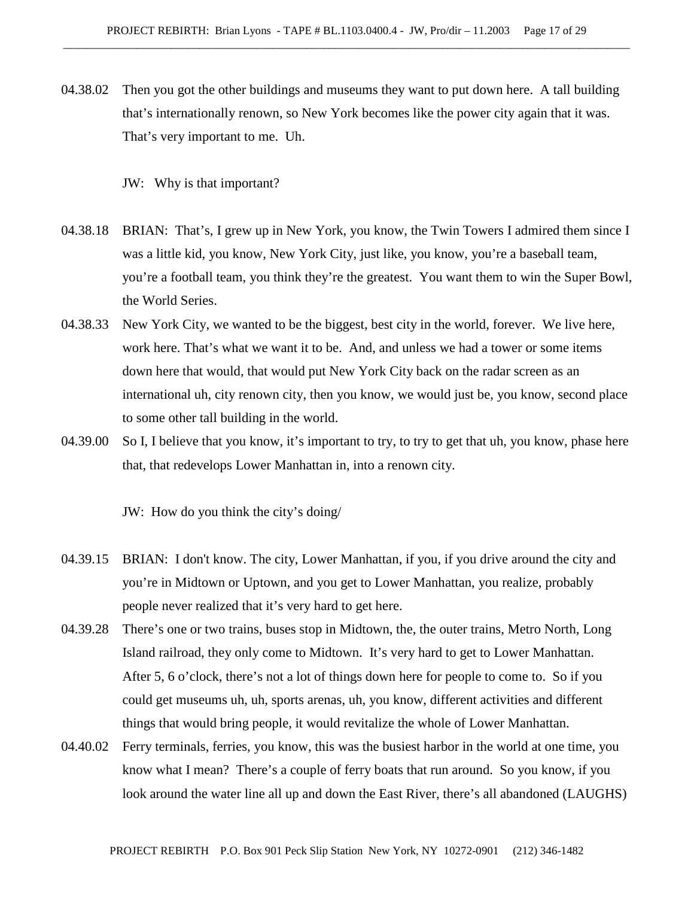04.38.02 Then you got the other buildings and museums they want to put down here. A tall building that's internationally renown, so New York becomes like the power city again that it was. That's very important to me. Uh.

JW: Why is that important?

04.38.18 BRIAN: That's, I grew up in New York, you know, the Twin Towers I admired them since I was a little kid, you know, New York City, just like, you know, you're a baseball team, you're a football team, you think they're the greatest. You want them to win the Super Bowl, the World Series.

04.38.33 New York City, we wanted to be the biggest, best city in the world, forever. We live here, work here. That's what we want it to be. And, and unless we had a tower or some items down here that would, that would put New York City back on the radar screen as an international uh, city renown city, then you know, we would just be, you know, second place to some other tall building in the world.

04.39.00 So I, I believe that you know, it's important to try, to try to get that uh, you know, phase here that, that redevelops Lower Manhattan in, into a renown city.

JW: How do you think the city's doing/

04.39.15 BRIAN: I don't know. The city, Lower Manhattan, if you, if you drive around the city and you're in Midtown or Uptown, and you get to Lower Manhattan, you realize, probably people never realized that it's very hard to get here.

04.39.28 There's one or two trains, buses stop in Midtown, the, the outer trains, Metro North, Long Island railroad, they only come to Midtown. It's very hard to get to Lower Manhattan. After 5, 6 o'clock, there's not a lot of things down here for people to come to. So if you could get museums uh, uh, sports arenas, uh, you know, different activities and different things that would bring people, it would revitalize the whole of Lower Manhattan.

04.40.02 Ferry terminals, ferries, you know, this was the busiest harbor in the world at one time, you know what I mean? There's a couple of ferry boats that run around. So you know, if you look around the water line all up and down the East River, there's all abandoned (LAUGHS)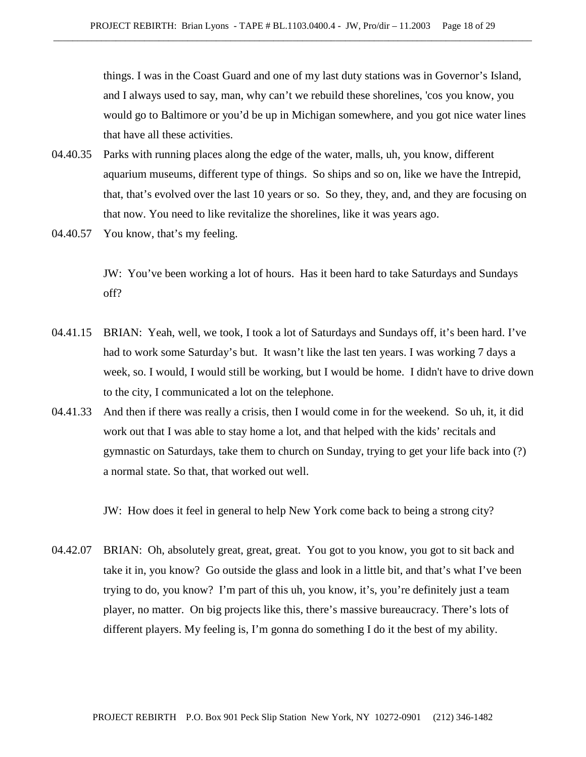things. I was in the Coast Guard and one of my last duty stations was in Governor's Island, and I always used to say, man, why can't we rebuild these shorelines, 'cos you know, you would go to Baltimore or you'd be up in Michigan somewhere, and you got nice water lines that have all these activities.

04.40.35 Parks with running places along the edge of the water, malls, uh, you know, different aquarium museums, different type of things. So ships and so on, like we have the Intrepid, that, that's evolved over the last 10 years or so. So they, they, and, and they are focusing on that now. You need to like revitalize the shorelines, like it was years ago.

04.40.57 You know, that's my feeling.

JW: You've been working a lot of hours. Has it been hard to take Saturdays and Sundays off?

04.41.15 BRIAN: Yeah, well, we took, I took a lot of Saturdays and Sundays off, it's been hard. I've had to work some Saturday's but. It wasn't like the last ten years. I was working 7 days a week, so. I would, I would still be working, but I would be home. I didn't have to drive down to the city, I communicated a lot on the telephone.

04.41.33 And then if there was really a crisis, then I would come in for the weekend. So uh, it, it did work out that I was able to stay home a lot, and that helped with the kids' recitals and gymnastic on Saturdays, take them to church on Sunday, trying to get your life back into (?) a normal state. So that, that worked out well.

JW: How does it feel in general to help New York come back to being a strong city?

04.42.07 BRIAN: Oh, absolutely great, great, great. You got to you know, you got to sit back and take it in, you know? Go outside the glass and look in a little bit, and that's what I've been trying to do, you know? I'm part of this uh, you know, it's, you're definitely just a team player, no matter. On big projects like this, there's massive bureaucracy. There's lots of different players. My feeling is, I'm gonna do something I do it the best of my ability.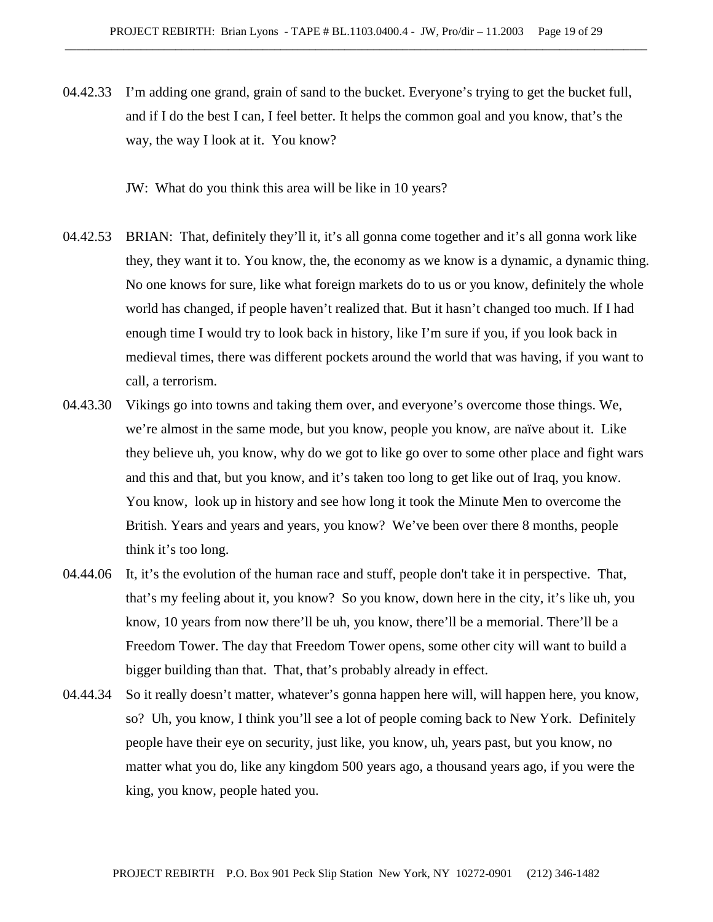04.42.33 I'm adding one grand, grain of sand to the bucket. Everyone's trying to get the bucket full, and if I do the best I can, I feel better. It helps the common goal and you know, that's the way, the way I look at it. You know?

JW: What do you think this area will be like in 10 years?

04.42.53 BRIAN: That, definitely they'll it, it's all gonna come together and it's all gonna work like they, they want it to. You know, the, the economy as we know is a dynamic, a dynamic thing. No one knows for sure, like what foreign markets do to us or you know, definitely the whole world has changed, if people haven't realized that. But it hasn't changed too much. If I had enough time I would try to look back in history, like I'm sure if you, if you look back in medieval times, there was different pockets around the world that was having, if you want to call, a terrorism.

04.43.30 Vikings go into towns and taking them over, and everyone's overcome those things. We, we're almost in the same mode, but you know, people you know, are naïve about it. Like they believe uh, you know, why do we got to like go over to some other place and fight wars and this and that, but you know, and it's taken too long to get like out of Iraq, you know. You know, look up in history and see how long it took the Minute Men to overcome the British. Years and years and years, you know? We've been over there 8 months, people think it's too long.

04.44.06 It, it's the evolution of the human race and stuff, people don't take it in perspective. That, that's my feeling about it, you know? So you know, down here in the city, it's like uh, you know, 10 years from now there'll be uh, you know, there'll be a memorial. There'll be a Freedom Tower. The day that Freedom Tower opens, some other city will want to build a bigger building than that. That, that's probably already in effect.

04.44.34 So it really doesn't matter, whatever's gonna happen here will, will happen here, you know, so? Uh, you know, I think you'll see a lot of people coming back to New York. Definitely people have their eye on security, just like, you know, uh, years past, but you know, no matter what you do, like any kingdom 500 years ago, a thousand years ago, if you were the king, you know, people hated you.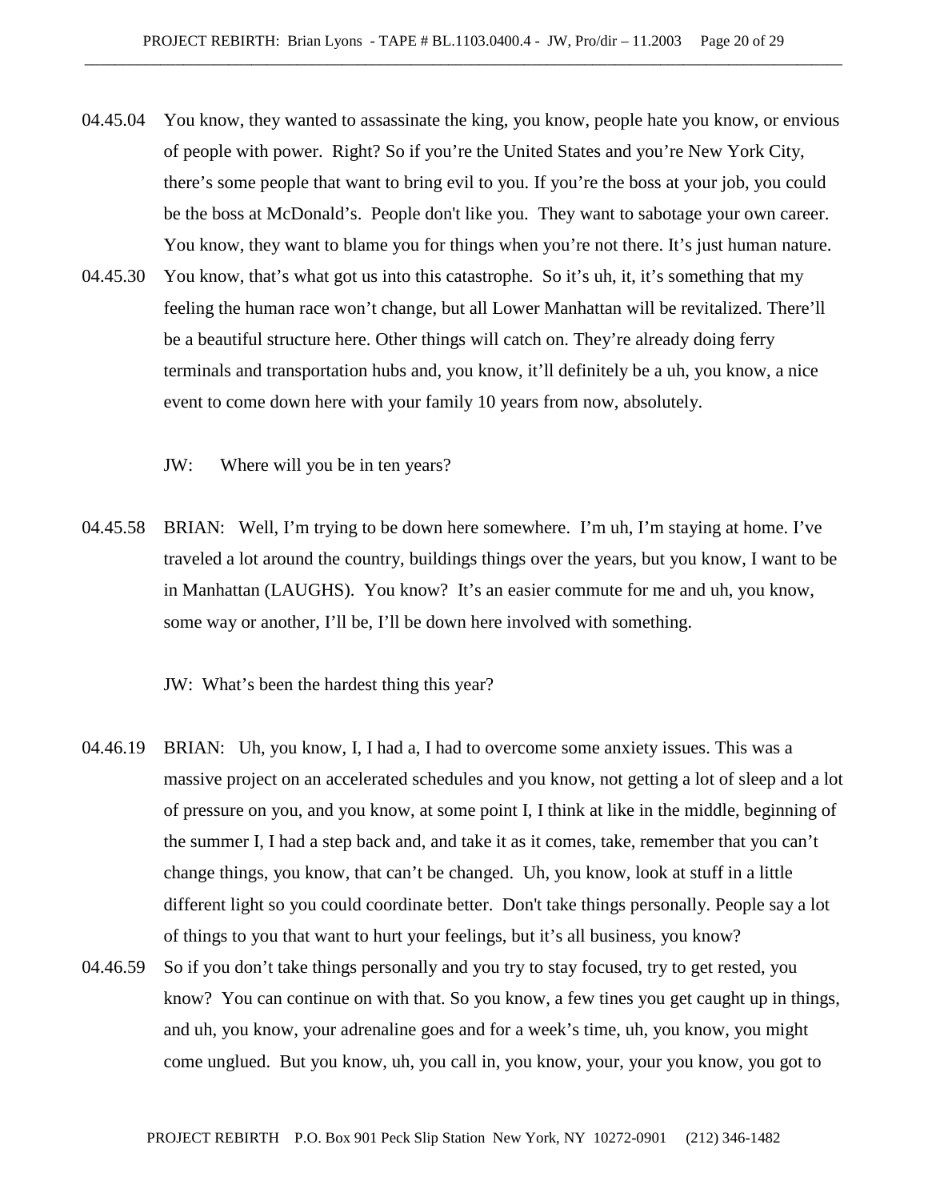04.45.04 You know, they wanted to assassinate the king, you know, people hate you know, or envious of people with power. Right? So if you're the United States and you're New York City, there's some people that want to bring evil to you. If you're the boss at your job, you could be the boss at McDonald's. People don't like you. They want to sabotage your own career. You know, they want to blame you for things when you're not there. It's just human nature.

04.45.30 You know, that's what got us into this catastrophe. So it's uh, it, it's something that my feeling the human race won't change, but all Lower Manhattan will be revitalized. There'll be a beautiful structure here. Other things will catch on. They're already doing ferry terminals and transportation hubs and, you know, it'll definitely be a uh, you know, a nice event to come down here with your family 10 years from now, absolutely.

JW: Where will you be in ten years?

04.45.58 BRIAN: Well, I'm trying to be down here somewhere. I'm uh, I'm staying at home. I've traveled a lot around the country, buildings things over the years, but you know, I want to be in Manhattan (LAUGHS). You know? It's an easier commute for me and uh, you know, some way or another, I'll be, I'll be down here involved with something.

JW: What's been the hardest thing this year?

04.46.19 BRIAN: Uh, you know, I, I had a, I had to overcome some anxiety issues. This was a massive project on an accelerated schedules and you know, not getting a lot of sleep and a lot of pressure on you, and you know, at some point I, I think at like in the middle, beginning of the summer I, I had a step back and, and take it as it comes, take, remember that you can't change things, you know, that can't be changed. Uh, you know, look at stuff in a little different light so you could coordinate better. Don't take things personally. People say a lot of things to you that want to hurt your feelings, but it's all business, you know?

04.46.59 So if you don't take things personally and you try to stay focused, try to get rested, you know? You can continue on with that. So you know, a few tines you get caught up in things, and uh, you know, your adrenaline goes and for a week's time, uh, you know, you might come unglued. But you know, uh, you call in, you know, your, your you know, you got to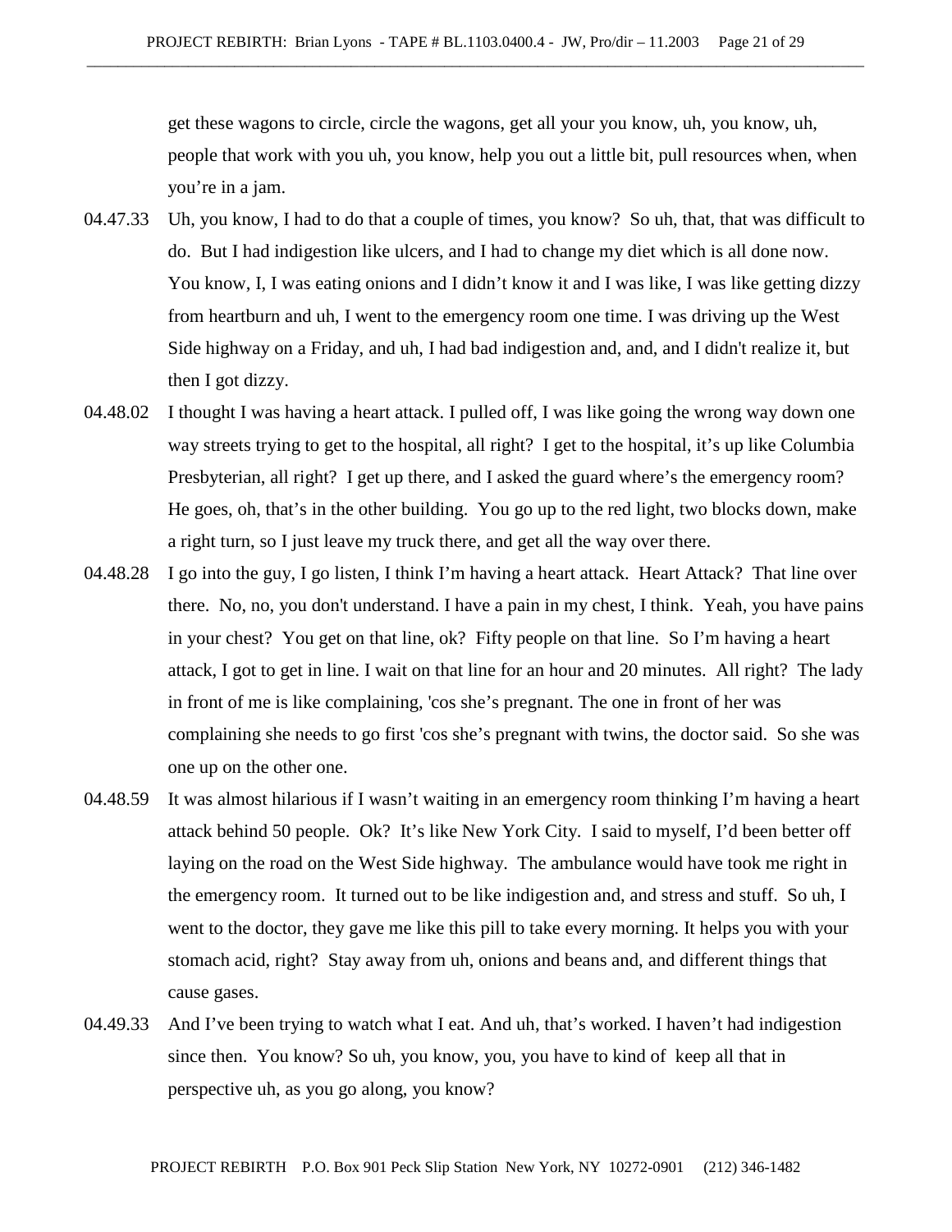get these wagons to circle, circle the wagons, get all your you know, uh, you know, uh, people that work with you uh, you know, help you out a little bit, pull resources when, when you're in a jam.

04.47.33 Uh, you know, I had to do that a couple of times, you know? So uh, that, that was difficult to do. But I had indigestion like ulcers, and I had to change my diet which is all done now. You know, I, I was eating onions and I didn't know it and I was like, I was like getting dizzy from heartburn and uh, I went to the emergency room one time. I was driving up the West Side highway on a Friday, and uh, I had bad indigestion and, and, and I didn't realize it, but then I got dizzy.

04.48.02 I thought I was having a heart attack. I pulled off, I was like going the wrong way down one way streets trying to get to the hospital, all right? I get to the hospital, it's up like Columbia Presbyterian, all right? I get up there, and I asked the guard where's the emergency room? He goes, oh, that's in the other building. You go up to the red light, two blocks down, make a right turn, so I just leave my truck there, and get all the way over there.

04.48.28 I go into the guy, I go listen, I think I'm having a heart attack. Heart Attack? That line over there. No, no, you don't understand. I have a pain in my chest, I think. Yeah, you have pains in your chest? You get on that line, ok? Fifty people on that line. So I'm having a heart attack, I got to get in line. I wait on that line for an hour and 20 minutes. All right? The lady in front of me is like complaining, 'cos she's pregnant. The one in front of her was complaining she needs to go first 'cos she's pregnant with twins, the doctor said. So she was one up on the other one.

04.48.59 It was almost hilarious if I wasn't waiting in an emergency room thinking I'm having a heart attack behind 50 people. Ok? It's like New York City. I said to myself, I'd been better off laying on the road on the West Side highway. The ambulance would have took me right in the emergency room. It turned out to be like indigestion and, and stress and stuff. So uh, I went to the doctor, they gave me like this pill to take every morning. It helps you with your stomach acid, right? Stay away from uh, onions and beans and, and different things that cause gases.

04.49.33 And I've been trying to watch what I eat. And uh, that's worked. I haven't had indigestion since then. You know? So uh, you know, you, you have to kind of keep all that in perspective uh, as you go along, you know?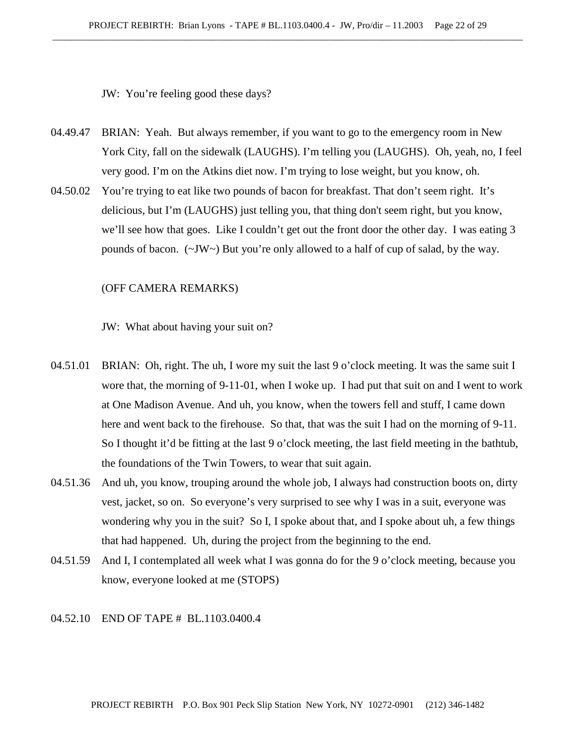JW: You're feeling good these days?

04.49.47 BRIAN: Yeah. But always remember, if you want to go to the emergency room in New York City, fall on the sidewalk (LAUGHS). I'm telling you (LAUGHS). Oh, yeah, no, I feel very good. I'm on the Atkins diet now. I'm trying to lose weight, but you know, oh.

04.50.02 You're trying to eat like two pounds of bacon for breakfast. That don't seem right. It's delicious, but I'm (LAUGHS) just telling you, that thing don't seem right, but you know, we'll see how that goes. Like I couldn't get out the front door the other day. I was eating 3 pounds of bacon. (~JW~) But you're only allowed to a half of cup of salad, by the way.

(OFF CAMERA REMARKS)

JW: What about having your suit on?

04.51.01 BRIAN: Oh, right. The uh, I wore my suit the last 9 o'clock meeting. It was the same suit I wore that, the morning of 9-11-01, when I woke up. I had put that suit on and I went to work at One Madison Avenue. And uh, you know, when the towers fell and stuff, I came down here and went back to the firehouse. So that, that was the suit I had on the morning of 9-11. So I thought it'd be fitting at the last 9 o'clock meeting, the last field meeting in the bathtub, the foundations of the Twin Towers, to wear that suit again.

04.51.36 And uh, you know, trouping around the whole job, I always had construction boots on, dirty vest, jacket, so on. So everyone's very surprised to see why I was in a suit, everyone was wondering why you in the suit? So I, I spoke about that, and I spoke about uh, a few things that had happened. Uh, during the project from the beginning to the end.

04.51.59 And I, I contemplated all week what I was gonna do for the 9 o'clock meeting, because you know, everyone looked at me (STOPS)

04.52.10 END OF TAPE # BL.1103.0400.4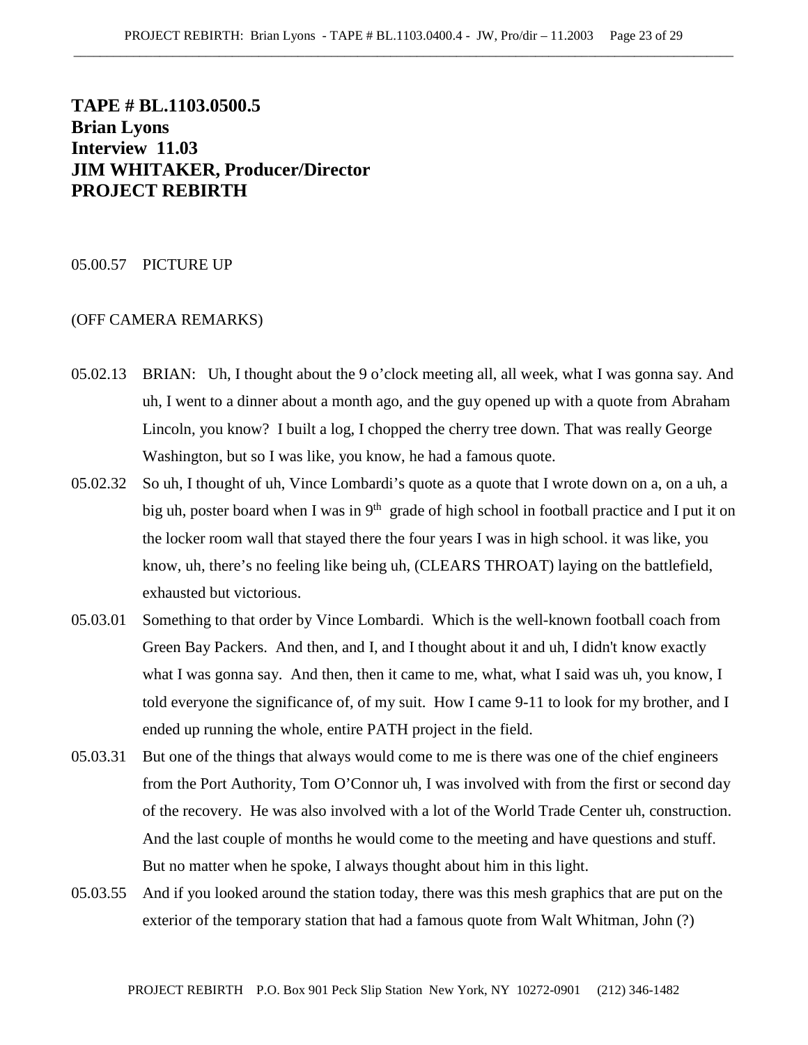**TAPE # BL.1103.0500.5**
**Brian Lyons**
**Interview 11.03**
**JIM WHITAKER, Producer/Director**
**PROJECT REBIRTH**

05.00.57 PICTURE UP

(OFF CAMERA REMARKS)

05.02.13 BRIAN: Uh, I thought about the 9 o'clock meeting all, all week, what I was gonna say. And uh, I went to a dinner about a month ago, and the guy opened up with a quote from Abraham Lincoln, you know? I built a log, I chopped the cherry tree down. That was really George Washington, but so I was like, you know, he had a famous quote.

05.02.32 So uh, I thought of uh, Vince Lombardi's quote as a quote that I wrote down on a, on a uh, a big uh, poster board when I was in 9th grade of high school in football practice and I put it on the locker room wall that stayed there the four years I was in high school. it was like, you know, uh, there's no feeling like being uh, (CLEARS THROAT) laying on the battlefield, exhausted but victorious.

05.03.01 Something to that order by Vince Lombardi. Which is the well-known football coach from Green Bay Packers. And then, and I, and I thought about it and uh, I didn't know exactly what I was gonna say. And then, then it came to me, what, what I said was uh, you know, I told everyone the significance of, of my suit. How I came 9-11 to look for my brother, and I ended up running the whole, entire PATH project in the field.

05.03.31 But one of the things that always would come to me is there was one of the chief engineers from the Port Authority, Tom O'Connor uh, I was involved with from the first or second day of the recovery. He was also involved with a lot of the World Trade Center uh, construction. And the last couple of months he would come to the meeting and have questions and stuff. But no matter when he spoke, I always thought about him in this light.

05.03.55 And if you looked around the station today, there was this mesh graphics that are put on the exterior of the temporary station that had a famous quote from Walt Whitman, John (?)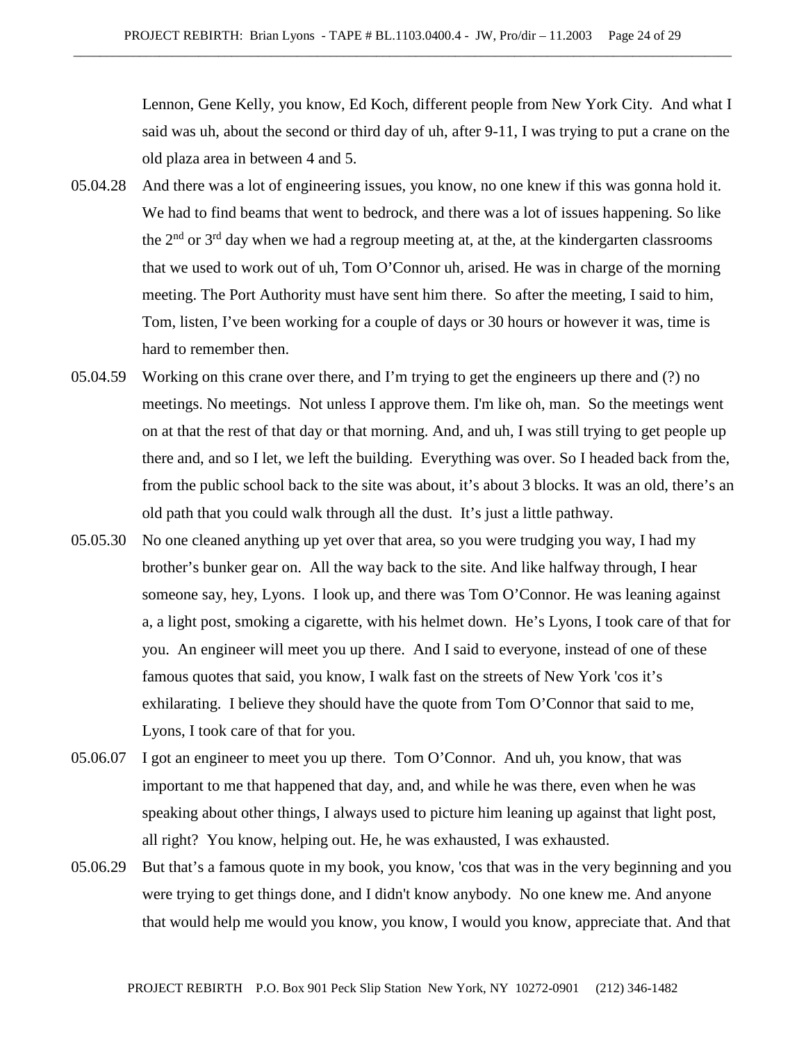Lennon, Gene Kelly, you know, Ed Koch, different people from New York City. And what I said was uh, about the second or third day of uh, after 9-11, I was trying to put a crane on the old plaza area in between 4 and 5.

05.04.28 And there was a lot of engineering issues, you know, no one knew if this was gonna hold it. We had to find beams that went to bedrock, and there was a lot of issues happening. So like the 2nd or 3rd day when we had a regroup meeting at, at the, at the kindergarten classrooms that we used to work out of uh, Tom O'Connor uh, arised. He was in charge of the morning meeting. The Port Authority must have sent him there. So after the meeting, I said to him, Tom, listen, I've been working for a couple of days or 30 hours or however it was, time is hard to remember then.

05.04.59 Working on this crane over there, and I'm trying to get the engineers up there and (?) no meetings. No meetings. Not unless I approve them. I'm like oh, man. So the meetings went on at that the rest of that day or that morning. And, and uh, I was still trying to get people up there and, and so I let, we left the building. Everything was over. So I headed back from the, from the public school back to the site was about, it's about 3 blocks. It was an old, there's an old path that you could walk through all the dust. It's just a little pathway.

05.05.30 No one cleaned anything up yet over that area, so you were trudging you way, I had my brother's bunker gear on. All the way back to the site. And like halfway through, I hear someone say, hey, Lyons. I look up, and there was Tom O'Connor. He was leaning against a, a light post, smoking a cigarette, with his helmet down. He's Lyons, I took care of that for you. An engineer will meet you up there. And I said to everyone, instead of one of these famous quotes that said, you know, I walk fast on the streets of New York 'cos it's exhilarating. I believe they should have the quote from Tom O'Connor that said to me, Lyons, I took care of that for you.

05.06.07 I got an engineer to meet you up there. Tom O'Connor. And uh, you know, that was important to me that happened that day, and, and while he was there, even when he was speaking about other things, I always used to picture him leaning up against that light post, all right? You know, helping out. He, he was exhausted, I was exhausted.

05.06.29 But that's a famous quote in my book, you know, 'cos that was in the very beginning and you were trying to get things done, and I didn't know anybody. No one knew me. And anyone that would help me would you know, you know, I would you know, appreciate that. And that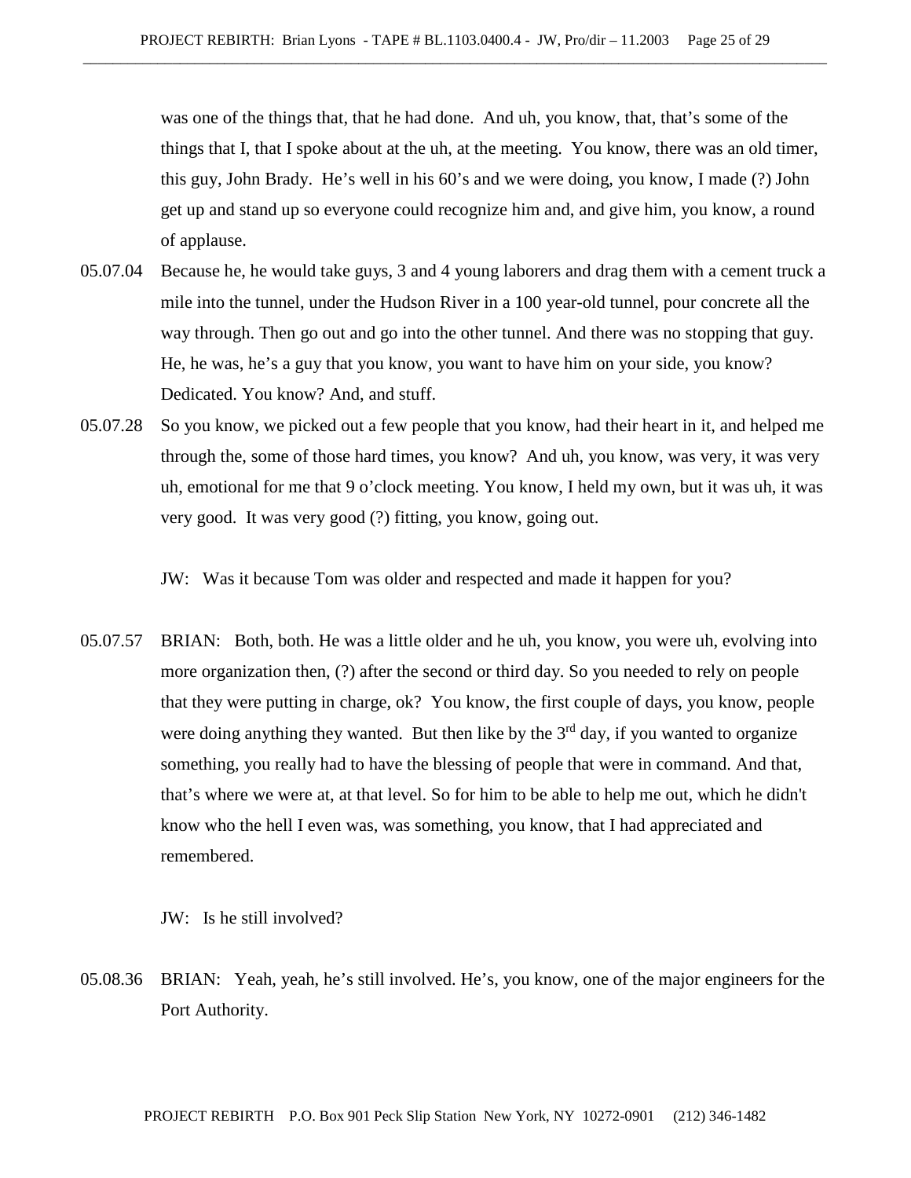was one of the things that, that he had done. And uh, you know, that, that's some of the things that I, that I spoke about at the uh, at the meeting. You know, there was an old timer, this guy, John Brady. He's well in his 60's and we were doing, you know, I made (?) John get up and stand up so everyone could recognize him and, and give him, you know, a round of applause.

05.07.04 Because he, he would take guys, 3 and 4 young laborers and drag them with a cement truck a mile into the tunnel, under the Hudson River in a 100 year-old tunnel, pour concrete all the way through. Then go out and go into the other tunnel. And there was no stopping that guy. He, he was, he's a guy that you know, you want to have him on your side, you know? Dedicated. You know? And, and stuff.

05.07.28 So you know, we picked out a few people that you know, had their heart in it, and helped me through the, some of those hard times, you know? And uh, you know, was very, it was very uh, emotional for me that 9 o'clock meeting. You know, I held my own, but it was uh, it was very good. It was very good (?) fitting, you know, going out.

JW: Was it because Tom was older and respected and made it happen for you?

05.07.57 BRIAN: Both, both. He was a little older and he uh, you know, you were uh, evolving into more organization then, (?) after the second or third day. So you needed to rely on people that they were putting in charge, ok? You know, the first couple of days, you know, people were doing anything they wanted. But then like by the 3rd day, if you wanted to organize something, you really had to have the blessing of people that were in command. And that, that's where we were at, at that level. So for him to be able to help me out, which he didn't know who the hell I even was, was something, you know, that I had appreciated and remembered.

JW: Is he still involved?

05.08.36 BRIAN: Yeah, yeah, he's still involved. He's, you know, one of the major engineers for the Port Authority.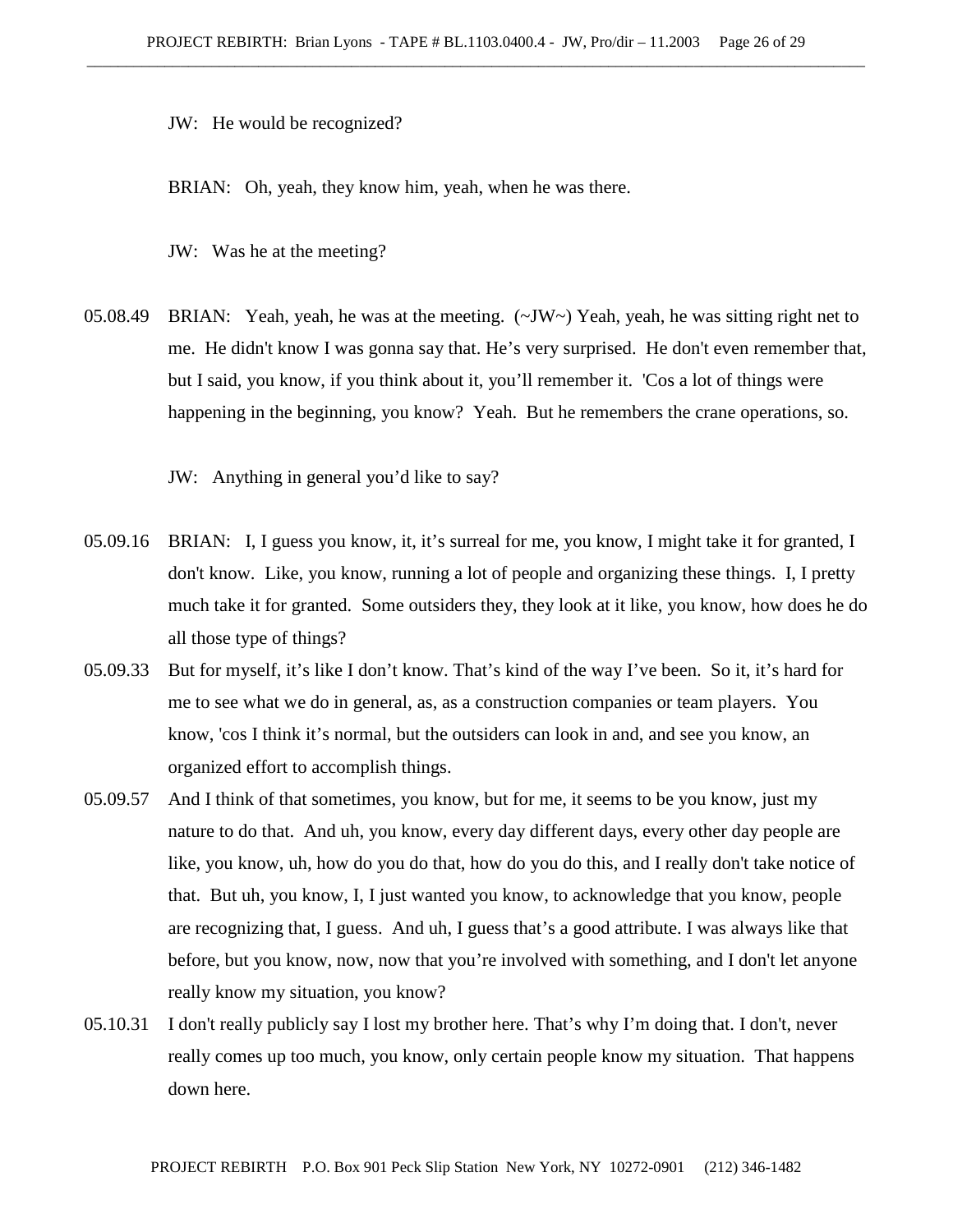JW: He would be recognized?

BRIAN: Oh, yeah, they know him, yeah, when he was there.

JW: Was he at the meeting?

05.08.49 BRIAN: Yeah, yeah, he was at the meeting. (~JW~) Yeah, yeah, he was sitting right net to me. He didn't know I was gonna say that. He's very surprised. He don't even remember that, but I said, you know, if you think about it, you'll remember it. 'Cos a lot of things were happening in the beginning, you know? Yeah. But he remembers the crane operations, so.

JW: Anything in general you'd like to say?

05.09.16 BRIAN: I, I guess you know, it, it's surreal for me, you know, I might take it for granted, I don't know. Like, you know, running a lot of people and organizing these things. I, I pretty much take it for granted. Some outsiders they, they look at it like, you know, how does he do all those type of things?

05.09.33 But for myself, it's like I don't know. That's kind of the way I've been. So it, it's hard for me to see what we do in general, as, as a construction companies or team players. You know, 'cos I think it's normal, but the outsiders can look in and, and see you know, an organized effort to accomplish things.

05.09.57 And I think of that sometimes, you know, but for me, it seems to be you know, just my nature to do that. And uh, you know, every day different days, every other day people are like, you know, uh, how do you do that, how do you do this, and I really don't take notice of that. But uh, you know, I, I just wanted you know, to acknowledge that you know, people are recognizing that, I guess. And uh, I guess that's a good attribute. I was always like that before, but you know, now, now that you're involved with something, and I don't let anyone really know my situation, you know?

05.10.31 I don't really publicly say I lost my brother here. That's why I'm doing that. I don't, never really comes up too much, you know, only certain people know my situation. That happens down here.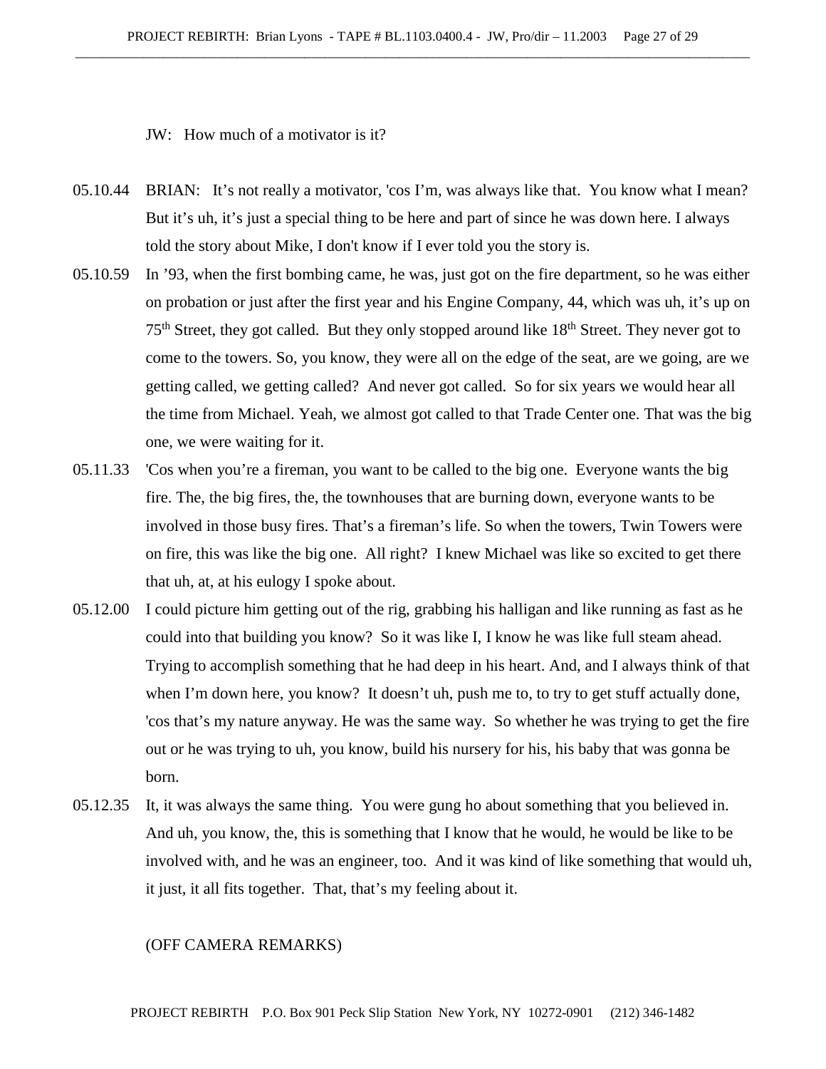JW: How much of a motivator is it?

05.10.44 BRIAN: It's not really a motivator, 'cos I'm, was always like that. You know what I mean? But it's uh, it's just a special thing to be here and part of since he was down here. I always told the story about Mike, I don't know if I ever told you the story is.

05.10.59 In '93, when the first bombing came, he was, just got on the fire department, so he was either on probation or just after the first year and his Engine Company, 44, which was uh, it's up on 75th Street, they got called. But they only stopped around like 18th Street. They never got to come to the towers. So, you know, they were all on the edge of the seat, are we going, are we getting called, we getting called? And never got called. So for six years we would hear all the time from Michael. Yeah, we almost got called to that Trade Center one. That was the big one, we were waiting for it.

05.11.33 'Cos when you're a fireman, you want to be called to the big one. Everyone wants the big fire. The, the big fires, the, the townhouses that are burning down, everyone wants to be involved in those busy fires. That's a fireman's life. So when the towers, Twin Towers were on fire, this was like the big one. All right? I knew Michael was like so excited to get there that uh, at, at his eulogy I spoke about.

05.12.00 I could picture him getting out of the rig, grabbing his halligan and like running as fast as he could into that building you know? So it was like I, I know he was like full steam ahead. Trying to accomplish something that he had deep in his heart. And, and I always think of that when I'm down here, you know? It doesn't uh, push me to, to try to get stuff actually done, 'cos that's my nature anyway. He was the same way. So whether he was trying to get the fire out or he was trying to uh, you know, build his nursery for his, his baby that was gonna be born.

05.12.35 It, it was always the same thing. You were gung ho about something that you believed in. And uh, you know, the, this is something that I know that he would, he would be like to be involved with, and he was an engineer, too. And it was kind of like something that would uh, it just, it all fits together. That, that's my feeling about it.

(OFF CAMERA REMARKS)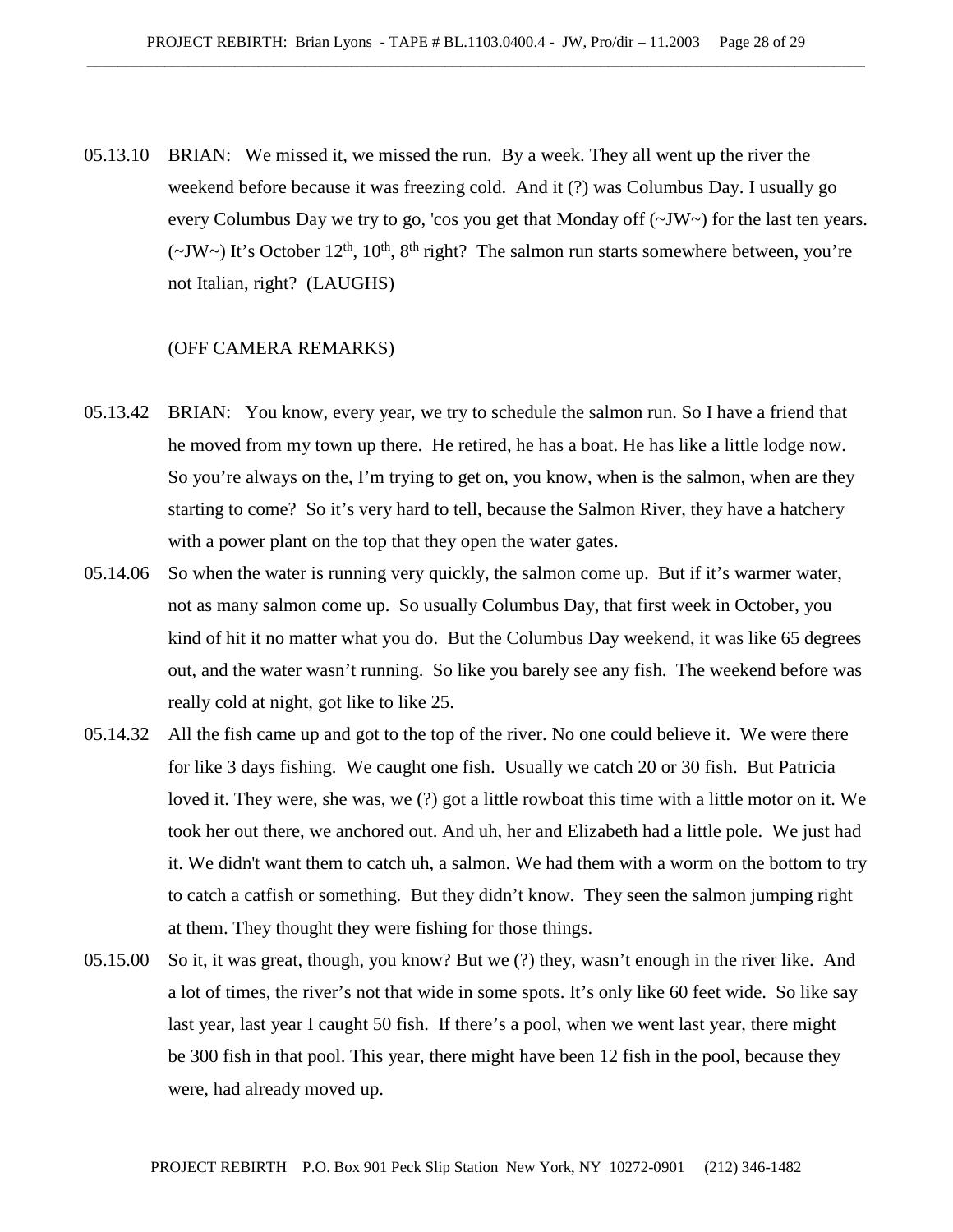05.13.10 BRIAN: We missed it, we missed the run. By a week. They all went up the river the weekend before because it was freezing cold. And it (?) was Columbus Day. I usually go every Columbus Day we try to go, 'cos you get that Monday off (~JW~) for the last ten years. (~JW~) It's October 12th, 10th, 8th right? The salmon run starts somewhere between, you're not Italian, right? (LAUGHS)

(OFF CAMERA REMARKS)

05.13.42 BRIAN: You know, every year, we try to schedule the salmon run. So I have a friend that he moved from my town up there. He retired, he has a boat. He has like a little lodge now. So you're always on the, I'm trying to get on, you know, when is the salmon, when are they starting to come? So it's very hard to tell, because the Salmon River, they have a hatchery with a power plant on the top that they open the water gates.

05.14.06 So when the water is running very quickly, the salmon come up. But if it's warmer water, not as many salmon come up. So usually Columbus Day, that first week in October, you kind of hit it no matter what you do. But the Columbus Day weekend, it was like 65 degrees out, and the water wasn't running. So like you barely see any fish. The weekend before was really cold at night, got like to like 25.

05.14.32 All the fish came up and got to the top of the river. No one could believe it. We were there for like 3 days fishing. We caught one fish. Usually we catch 20 or 30 fish. But Patricia loved it. They were, she was, we (?) got a little rowboat this time with a little motor on it. We took her out there, we anchored out. And uh, her and Elizabeth had a little pole. We just had it. We didn't want them to catch uh, a salmon. We had them with a worm on the bottom to try to catch a catfish or something. But they didn't know. They seen the salmon jumping right at them. They thought they were fishing for those things.

05.15.00 So it, it was great, though, you know? But we (?) they, wasn't enough in the river like. And a lot of times, the river's not that wide in some spots. It's only like 60 feet wide. So like say last year, last year I caught 50 fish. If there's a pool, when we went last year, there might be 300 fish in that pool. This year, there might have been 12 fish in the pool, because they were, had already moved up.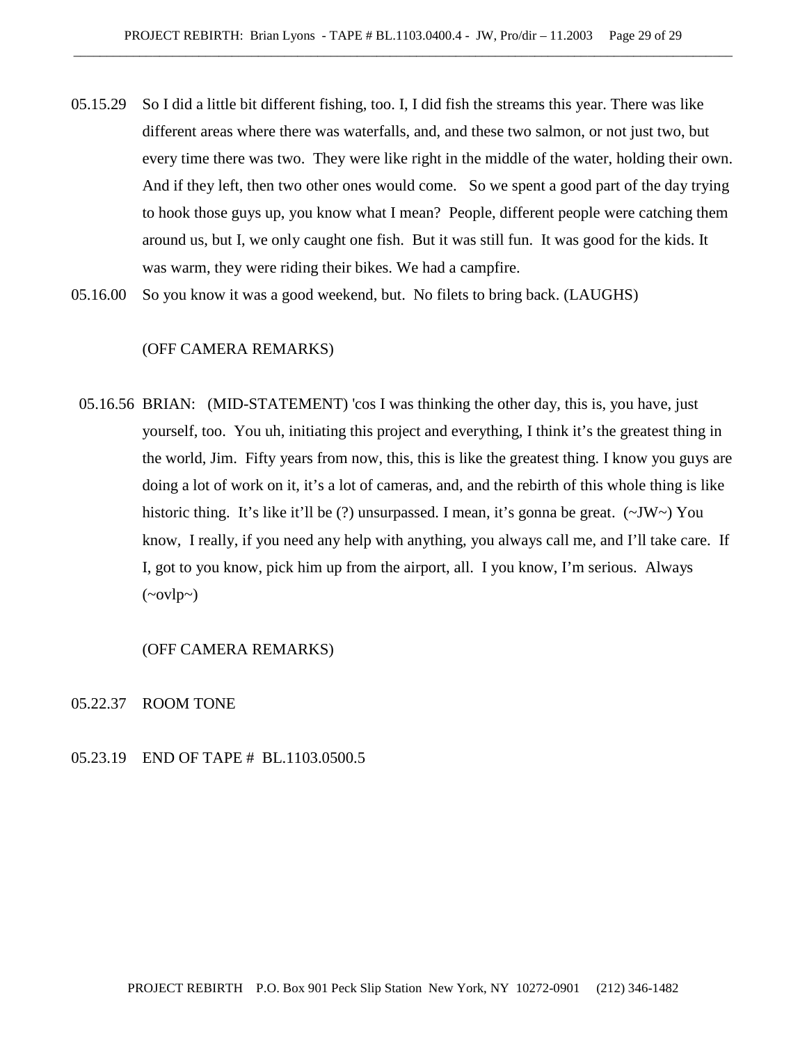05.15.29 So I did a little bit different fishing, too. I, I did fish the streams this year. There was like different areas where there was waterfalls, and, and these two salmon, or not just two, but every time there was two. They were like right in the middle of the water, holding their own. And if they left, then two other ones would come. So we spent a good part of the day trying to hook those guys up, you know what I mean? People, different people were catching them around us, but I, we only caught one fish. But it was still fun. It was good for the kids. It was warm, they were riding their bikes. We had a campfire.

05.16.00 So you know it was a good weekend, but. No filets to bring back. (LAUGHS)

(OFF CAMERA REMARKS)

05.16.56 BRIAN: (MID-STATEMENT) 'cos I was thinking the other day, this is, you have, just yourself, too. You uh, initiating this project and everything, I think it's the greatest thing in the world, Jim. Fifty years from now, this, this is like the greatest thing. I know you guys are doing a lot of work on it, it's a lot of cameras, and, and the rebirth of this whole thing is like historic thing. It's like it'll be (?) unsurpassed. I mean, it's gonna be great. (~JW~) You know, I really, if you need any help with anything, you always call me, and I'll take care. If I, got to you know, pick him up from the airport, all. I you know, I'm serious. Always (~ovlp~)

(OFF CAMERA REMARKS)

05.22.37 ROOM TONE

05.23.19 END OF TAPE # BL.1103.0500.5